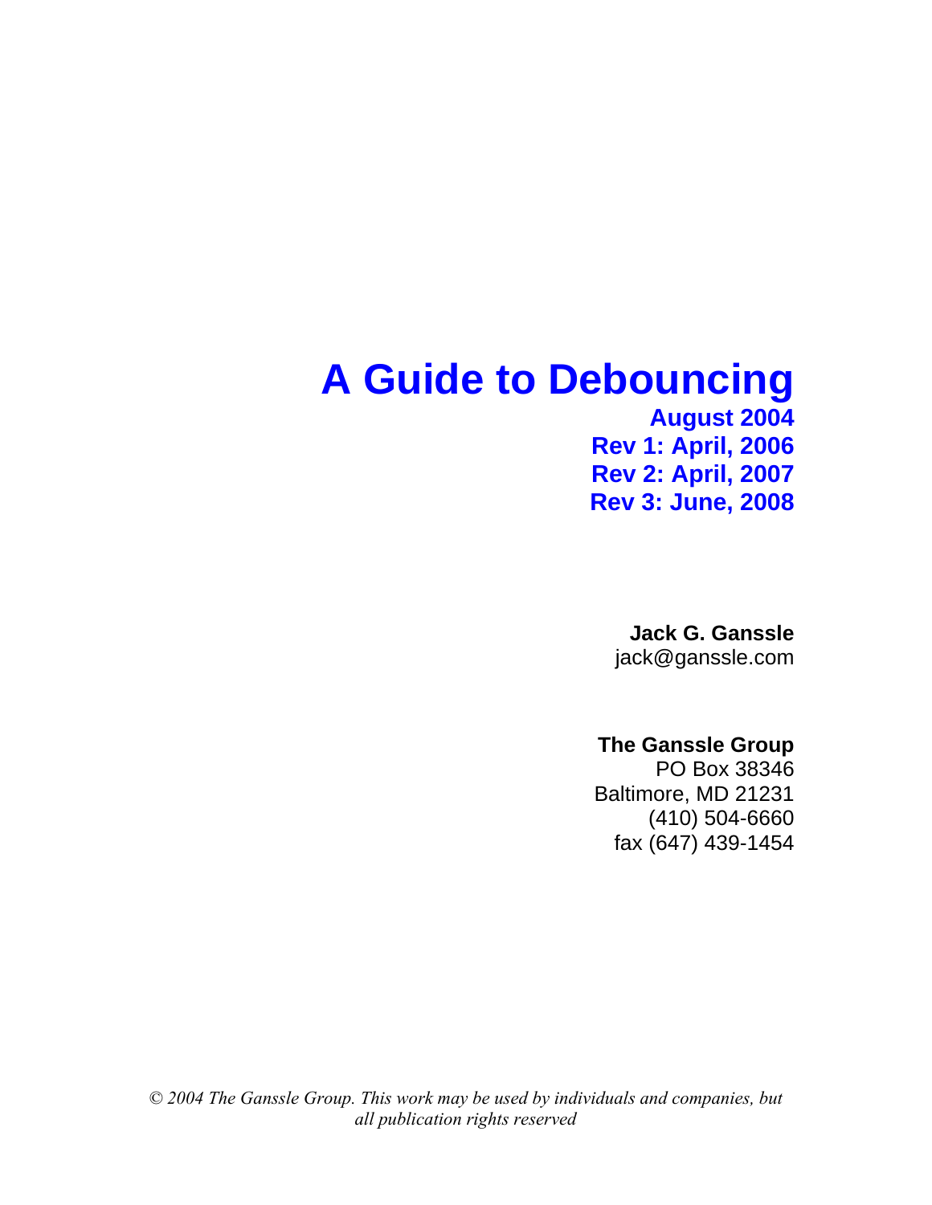# A Guide to Debouncing

**August 2004**

**Rev 1: April, 2006**

**Rev 2: April, 2007**

**Rev 3: June, 2008**

**Jack G. Ganssle**

jack@ganssle.com

**The Ganssle Group**

PO Box 38346

Baltimore, MD 21231

(410) 504-6660

fax (647) 439-1454

*© 2004 The Ganssle Group. This work may be used by individuals and companies, but all publication rights reserved*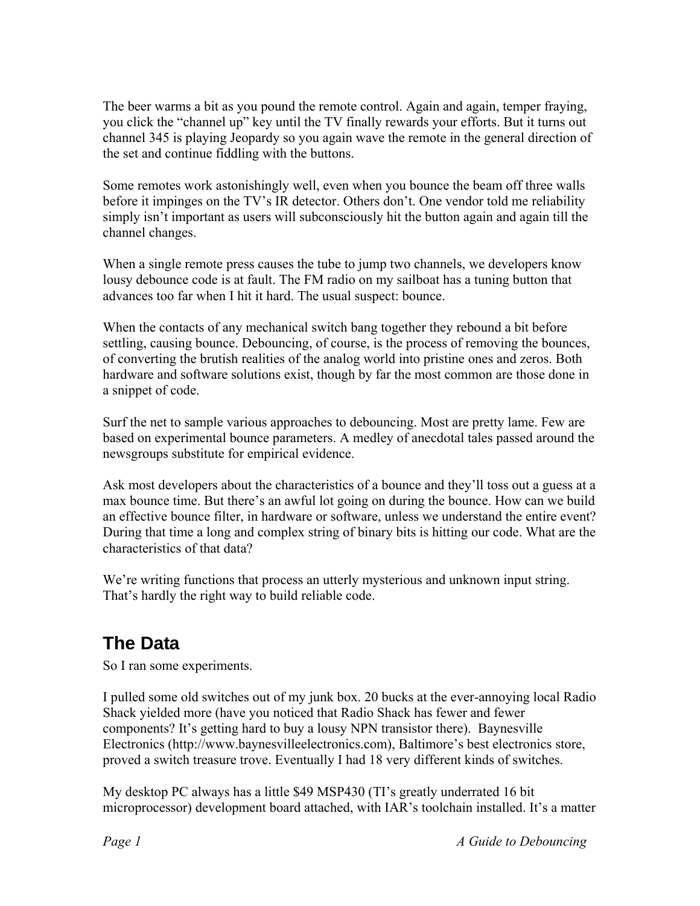The beer warms a bit as you pound the remote control. Again and again, temper fraying, you click the "channel up" key until the TV finally rewards your efforts. But it turns out channel 345 is playing Jeopardy so you again wave the remote in the general direction of the set and continue fiddling with the buttons.

Some remotes work astonishingly well, even when you bounce the beam off three walls before it impinges on the TV's IR detector. Others don't. One vendor told me reliability simply isn't important as users will subconsciously hit the button again and again till the channel changes.

When a single remote press causes the tube to jump two channels, we developers know lousy debounce code is at fault. The FM radio on my sailboat has a tuning button that advances too far when I hit it hard. The usual suspect: bounce.

When the contacts of any mechanical switch bang together they rebound a bit before settling, causing bounce. Debouncing, of course, is the process of removing the bounces, of converting the brutish realities of the analog world into pristine ones and zeros. Both hardware and software solutions exist, though by far the most common are those done in a snippet of code.

Surf the net to sample various approaches to debouncing. Most are pretty lame. Few are based on experimental bounce parameters. A medley of anecdotal tales passed around the newsgroups substitute for empirical evidence.

Ask most developers about the characteristics of a bounce and they'll toss out a guess at a max bounce time. But there's an awful lot going on during the bounce. How can we build an effective bounce filter, in hardware or software, unless we understand the entire event? During that time a long and complex string of binary bits is hitting our code. What are the characteristics of that data?

We're writing functions that process an utterly mysterious and unknown input string. That's hardly the right way to build reliable code.

## The Data

So I ran some experiments.

I pulled some old switches out of my junk box. 20 bucks at the ever-annoying local Radio Shack yielded more (have you noticed that Radio Shack has fewer and fewer components? It's getting hard to buy a lousy NPN transistor there). Baynesville Electronics (http://www.baynesvilleelectronics.com), Baltimore's best electronics store, proved a switch treasure trove. Eventually I had 18 very different kinds of switches.

My desktop PC always has a little $49 MSP430 (TI's greatly underrated 16 bit microprocessor) development board attached, with IAR's toolchain installed. It's a matter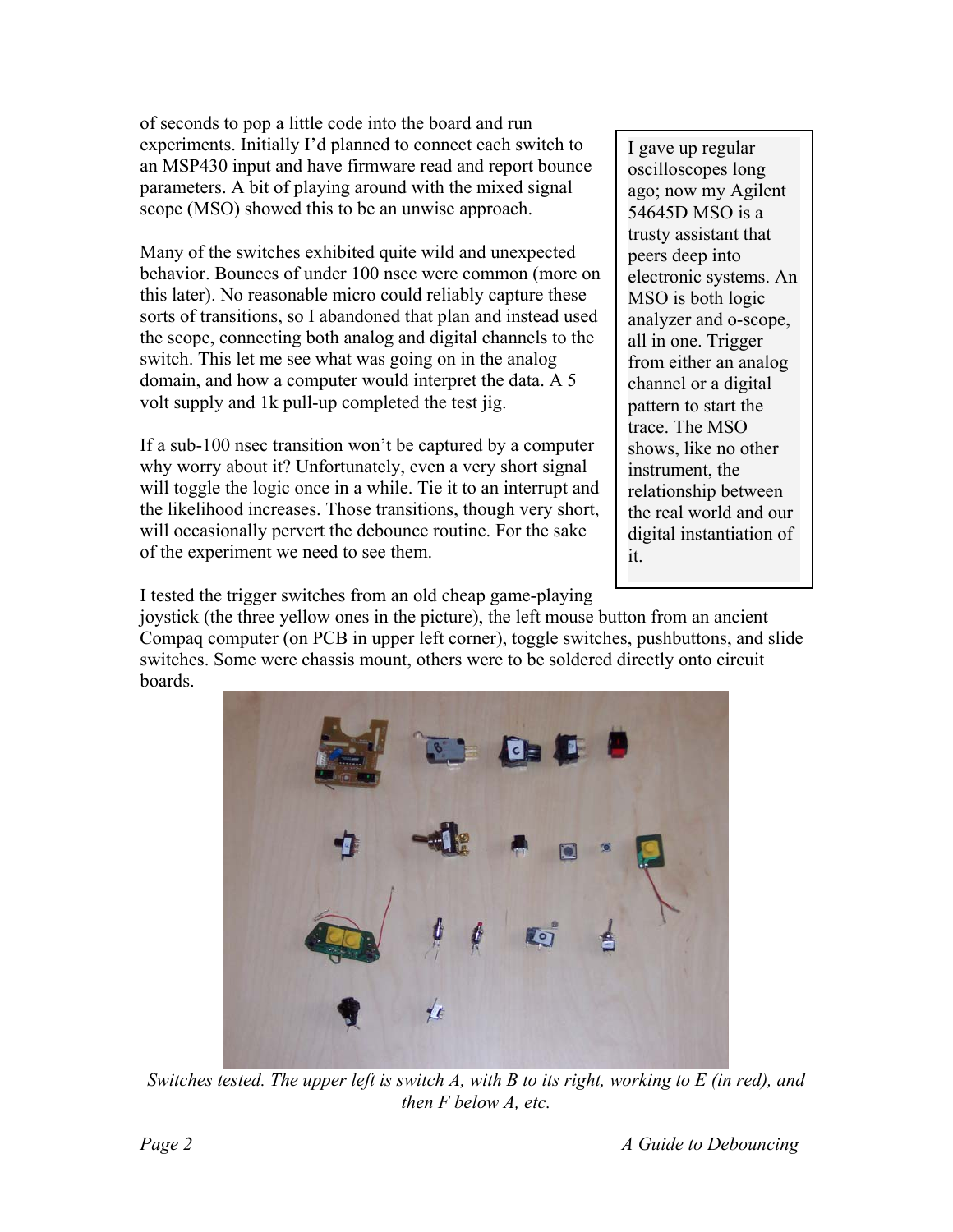of seconds to pop a little code into the board and run experiments. Initially I'd planned to connect each switch to an MSP430 input and have firmware read and report bounce parameters. A bit of playing around with the mixed signal scope (MSO) showed this to be an unwise approach.

Many of the switches exhibited quite wild and unexpected behavior. Bounces of under 100 nsec were common (more on this later). No reasonable micro could reliably capture these sorts of transitions, so I abandoned that plan and instead used the scope, connecting both analog and digital channels to the switch. This let me see what was going on in the analog domain, and how a computer would interpret the data. A 5 volt supply and 1k pull-up completed the test jig.

If a sub-100 nsec transition won't be captured by a computer why worry about it? Unfortunately, even a very short signal will toggle the logic once in a while. Tie it to an interrupt and the likelihood increases. Those transitions, though very short, will occasionally pervert the debounce routine. For the sake of the experiment we need to see them.

> I gave up regular oscilloscopes long ago; now my Agilent 54645D MSO is a trusty assistant that peers deep into electronic systems. An MSO is both logic analyzer and o-scope, all in one. Trigger from either an analog channel or a digital pattern to start the trace. The MSO shows, like no other instrument, the relationship between the real world and our digital instantiation of it.

I tested the trigger switches from an old cheap game-playing joystick (the three yellow ones in the picture), the left mouse button from an ancient Compaq computer (on PCB in upper left corner), toggle switches, pushbuttons, and slide switches. Some were chassis mount, others were to be soldered directly onto circuit boards.

*Switches tested. The upper left is switch A, with B to its right, working to E (in red), and then F below A, etc.*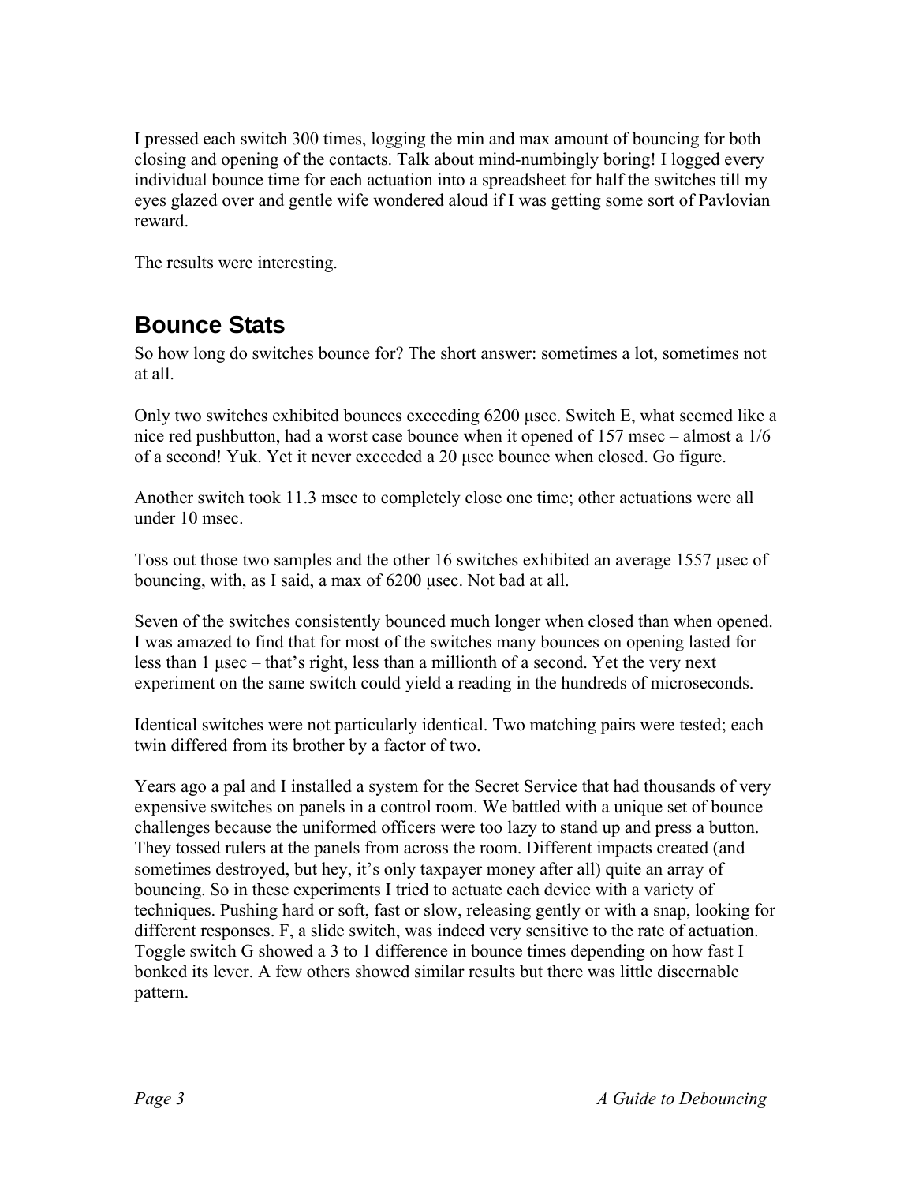I pressed each switch 300 times, logging the min and max amount of bouncing for both closing and opening of the contacts. Talk about mind-numbingly boring! I logged every individual bounce time for each actuation into a spreadsheet for half the switches till my eyes glazed over and gentle wife wondered aloud if I was getting some sort of Pavlovian reward.

The results were interesting.

## Bounce Stats

So how long do switches bounce for? The short answer: sometimes a lot, sometimes not at all.

Only two switches exhibited bounces exceeding 6200 µsec. Switch E, what seemed like a nice red pushbutton, had a worst case bounce when it opened of 157 msec – almost a 1/6 of a second! Yuk. Yet it never exceeded a 20 µsec bounce when closed. Go figure.

Another switch took 11.3 msec to completely close one time; other actuations were all under 10 msec.

Toss out those two samples and the other 16 switches exhibited an average 1557 µsec of bouncing, with, as I said, a max of 6200 µsec. Not bad at all.

Seven of the switches consistently bounced much longer when closed than when opened. I was amazed to find that for most of the switches many bounces on opening lasted for less than 1 µsec – that's right, less than a millionth of a second. Yet the very next experiment on the same switch could yield a reading in the hundreds of microseconds.

Identical switches were not particularly identical. Two matching pairs were tested; each twin differed from its brother by a factor of two.

Years ago a pal and I installed a system for the Secret Service that had thousands of very expensive switches on panels in a control room. We battled with a unique set of bounce challenges because the uniformed officers were too lazy to stand up and press a button. They tossed rulers at the panels from across the room. Different impacts created (and sometimes destroyed, but hey, it's only taxpayer money after all) quite an array of bouncing. So in these experiments I tried to actuate each device with a variety of techniques. Pushing hard or soft, fast or slow, releasing gently or with a snap, looking for different responses. F, a slide switch, was indeed very sensitive to the rate of actuation. Toggle switch G showed a 3 to 1 difference in bounce times depending on how fast I bonked its lever. A few others showed similar results but there was little discernable pattern.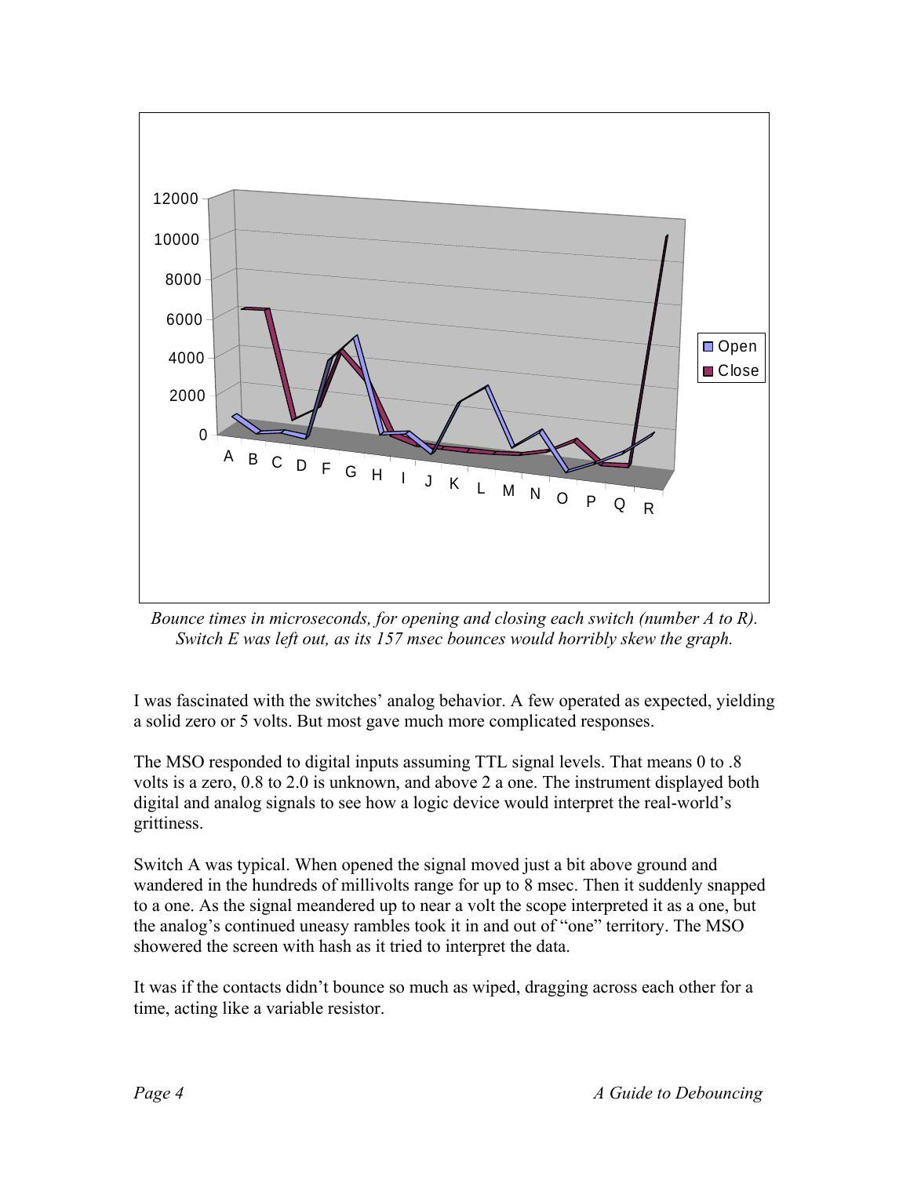*Bounce times in microseconds, for opening and closing each switch (number A to R). Switch E was left out, as its 157 msec bounces would horribly skew the graph.*

I was fascinated with the switches' analog behavior. A few operated as expected, yielding a solid zero or 5 volts. But most gave much more complicated responses.

The MSO responded to digital inputs assuming TTL signal levels. That means 0 to .8 volts is a zero, 0.8 to 2.0 is unknown, and above 2 a one. The instrument displayed both digital and analog signals to see how a logic device would interpret the real-world's grittiness.

Switch A was typical. When opened the signal moved just a bit above ground and wandered in the hundreds of millivolts range for up to 8 msec. Then it suddenly snapped to a one. As the signal meandered up to near a volt the scope interpreted it as a one, but the analog's continued uneasy rambles took it in and out of "one" territory. The MSO showered the screen with hash as it tried to interpret the data.

It was if the contacts didn't bounce so much as wiped, dragging across each other for a time, acting like a variable resistor.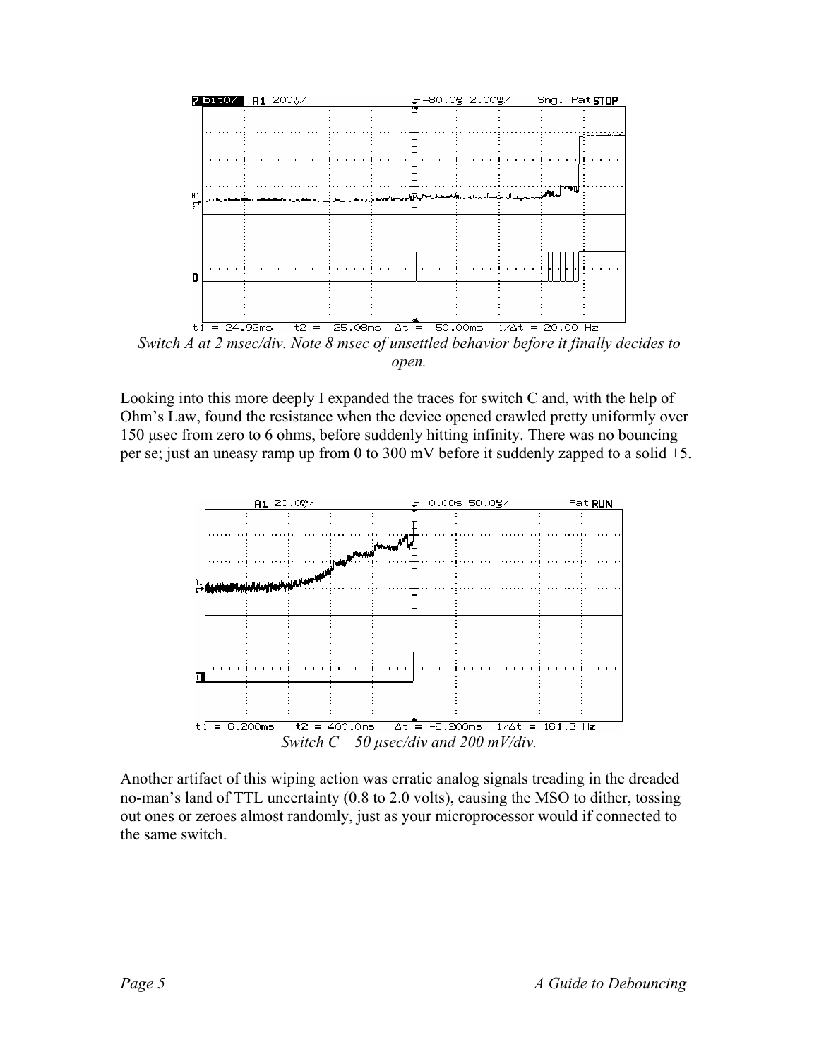*Switch A at 2 msec/div. Note 8 msec of unsettled behavior before it finally decides to open.*

Looking into this more deeply I expanded the traces for switch C and, with the help of Ohm's Law, found the resistance when the device opened crawled pretty uniformly over 150 μsec from zero to 6 ohms, before suddenly hitting infinity. There was no bouncing per se; just an uneasy ramp up from 0 to 300 mV before it suddenly zapped to a solid +5.

*Switch C – 50 μsec/div and 200 mV/div.*

Another artifact of this wiping action was erratic analog signals treading in the dreaded no-man's land of TTL uncertainty (0.8 to 2.0 volts), causing the MSO to dither, tossing out ones or zeroes almost randomly, just as your microprocessor would if connected to the same switch.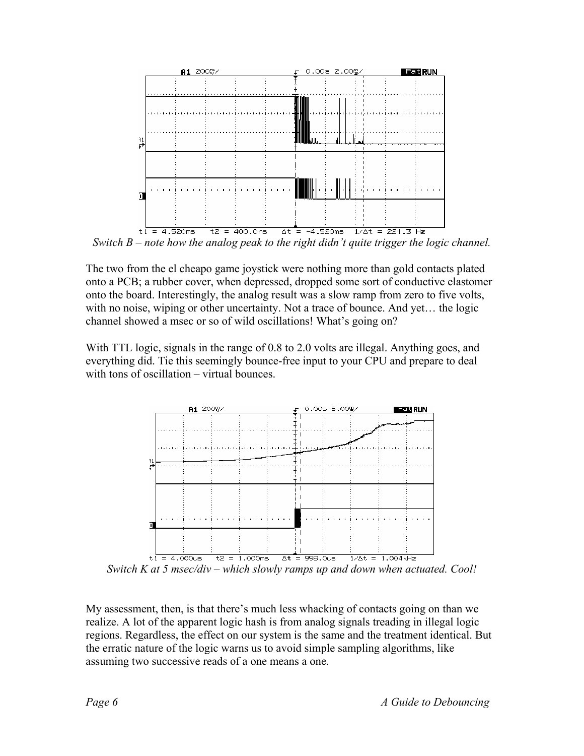*Switch B – note how the analog peak to the right didn't quite trigger the logic channel.*

The two from the el cheapo game joystick were nothing more than gold contacts plated onto a PCB; a rubber cover, when depressed, dropped some sort of conductive elastomer onto the board. Interestingly, the analog result was a slow ramp from zero to five volts, with no noise, wiping or other uncertainty. Not a trace of bounce. And yet… the logic channel showed a msec or so of wild oscillations! What's going on?

With TTL logic, signals in the range of 0.8 to 2.0 volts are illegal. Anything goes, and everything did. Tie this seemingly bounce-free input to your CPU and prepare to deal with tons of oscillation – virtual bounces.

*Switch K at 5 msec/div – which slowly ramps up and down when actuated. Cool!*

My assessment, then, is that there's much less whacking of contacts going on than we realize. A lot of the apparent logic hash is from analog signals treading in illegal logic regions. Regardless, the effect on our system is the same and the treatment identical. But the erratic nature of the logic warns us to avoid simple sampling algorithms, like assuming two successive reads of a one means a one.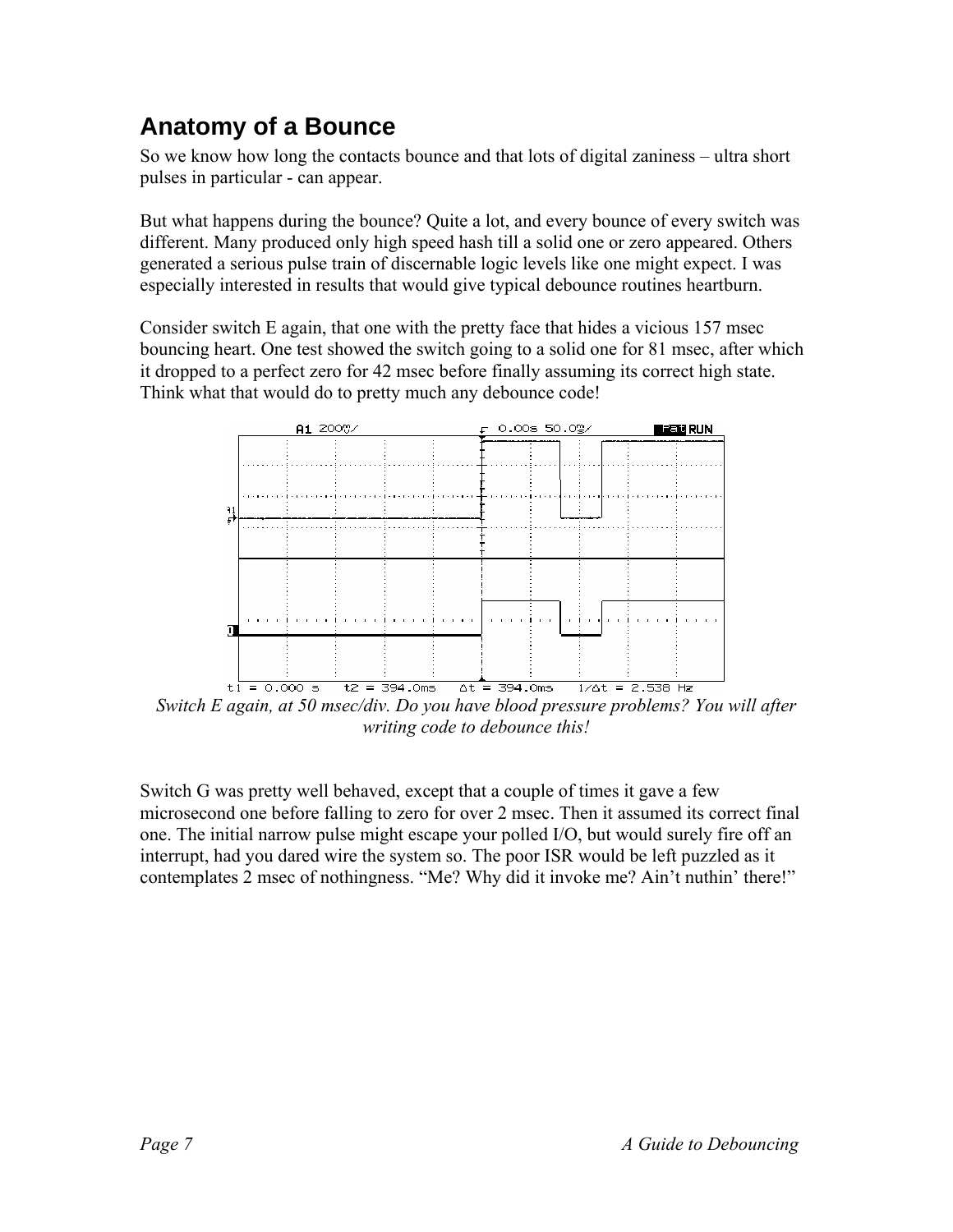## Anatomy of a Bounce

So we know how long the contacts bounce and that lots of digital zaniness – ultra short pulses in particular - can appear.

But what happens during the bounce? Quite a lot, and every bounce of every switch was different. Many produced only high speed hash till a solid one or zero appeared. Others generated a serious pulse train of discernable logic levels like one might expect. I was especially interested in results that would give typical debounce routines heartburn.

Consider switch E again, that one with the pretty face that hides a vicious 157 msec bouncing heart. One test showed the switch going to a solid one for 81 msec, after which it dropped to a perfect zero for 42 msec before finally assuming its correct high state. Think what that would do to pretty much any debounce code!

*Switch E again, at 50 msec/div. Do you have blood pressure problems? You will after writing code to debounce this!*

Switch G was pretty well behaved, except that a couple of times it gave a few microsecond one before falling to zero for over 2 msec. Then it assumed its correct final one. The initial narrow pulse might escape your polled I/O, but would surely fire off an interrupt, had you dared wire the system so. The poor ISR would be left puzzled as it contemplates 2 msec of nothingness. "Me? Why did it invoke me? Ain't nuthin' there!"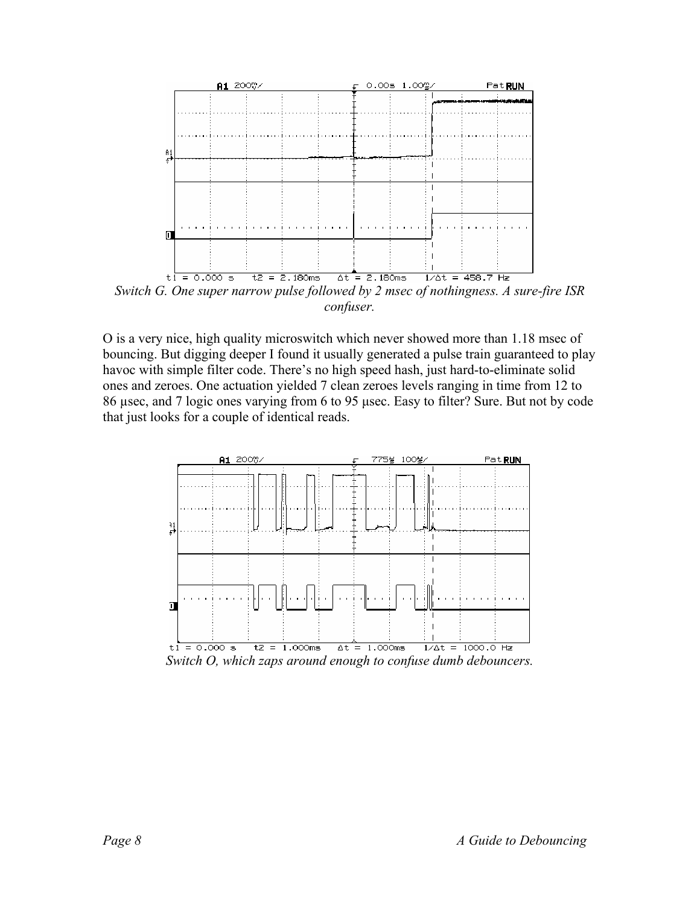*Switch G. One super narrow pulse followed by 2 msec of nothingness. A sure-fire ISR confuser.*

O is a very nice, high quality microswitch which never showed more than 1.18 msec of bouncing. But digging deeper I found it usually generated a pulse train guaranteed to play havoc with simple filter code. There's no high speed hash, just hard-to-eliminate solid ones and zeroes. One actuation yielded 7 clean zeroes levels ranging in time from 12 to 86 µsec, and 7 logic ones varying from 6 to 95 µsec. Easy to filter? Sure. But not by code that just looks for a couple of identical reads.

*Switch O, which zaps around enough to confuse dumb debouncers.*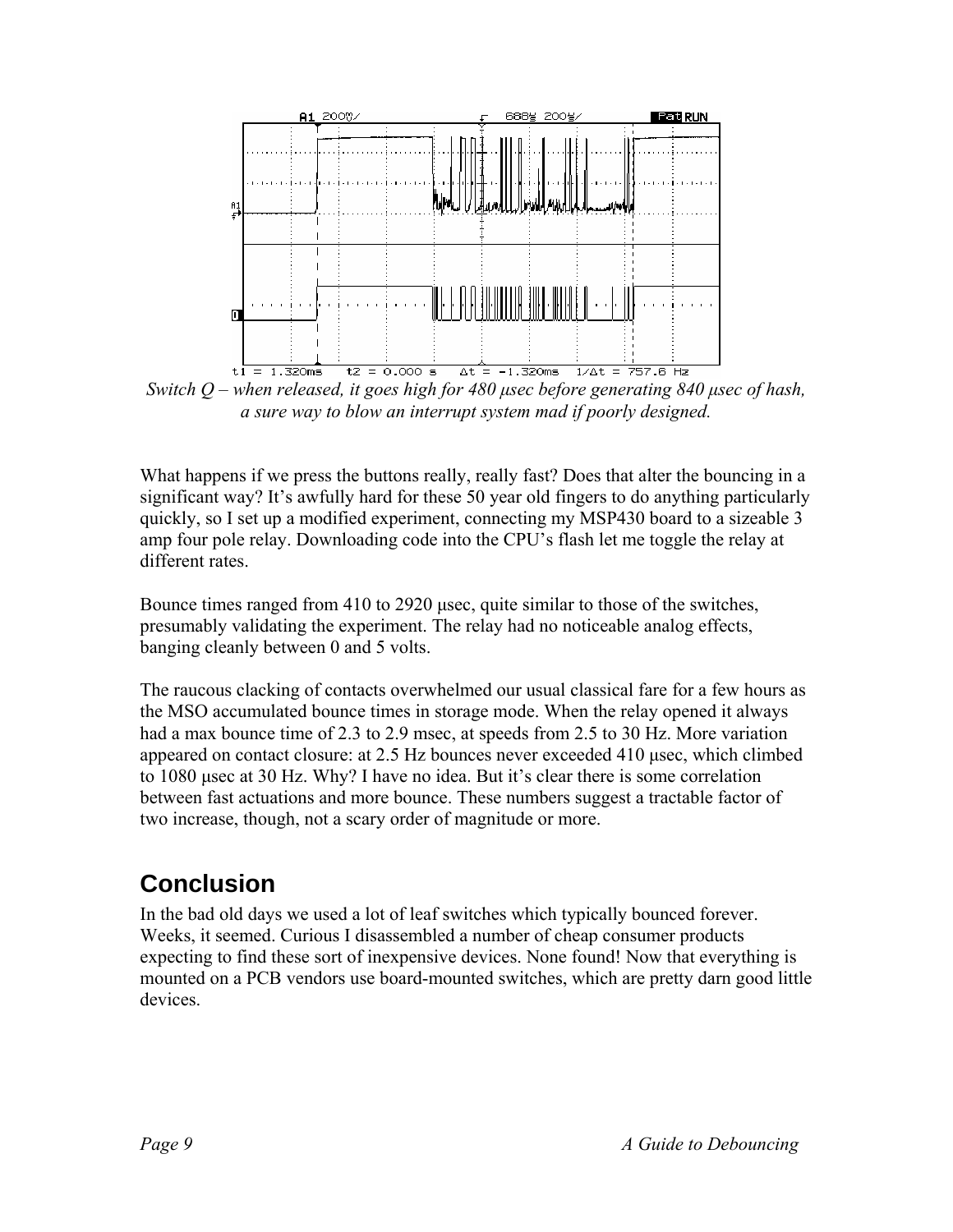*Switch Q – when released, it goes high for 480 μsec before generating 840 μsec of hash, a sure way to blow an interrupt system mad if poorly designed.*

What happens if we press the buttons really, really fast? Does that alter the bouncing in a significant way? It's awfully hard for these 50 year old fingers to do anything particularly quickly, so I set up a modified experiment, connecting my MSP430 board to a sizeable 3 amp four pole relay. Downloading code into the CPU's flash let me toggle the relay at different rates.

Bounce times ranged from 410 to 2920 μsec, quite similar to those of the switches, presumably validating the experiment. The relay had no noticeable analog effects, banging cleanly between 0 and 5 volts.

The raucous clacking of contacts overwhelmed our usual classical fare for a few hours as the MSO accumulated bounce times in storage mode. When the relay opened it always had a max bounce time of 2.3 to 2.9 msec, at speeds from 2.5 to 30 Hz. More variation appeared on contact closure: at 2.5 Hz bounces never exceeded 410 μsec, which climbed to 1080 μsec at 30 Hz. Why? I have no idea. But it's clear there is some correlation between fast actuations and more bounce. These numbers suggest a tractable factor of two increase, though, not a scary order of magnitude or more.

## Conclusion

In the bad old days we used a lot of leaf switches which typically bounced forever. Weeks, it seemed. Curious I disassembled a number of cheap consumer products expecting to find these sort of inexpensive devices. None found! Now that everything is mounted on a PCB vendors use board-mounted switches, which are pretty darn good little devices.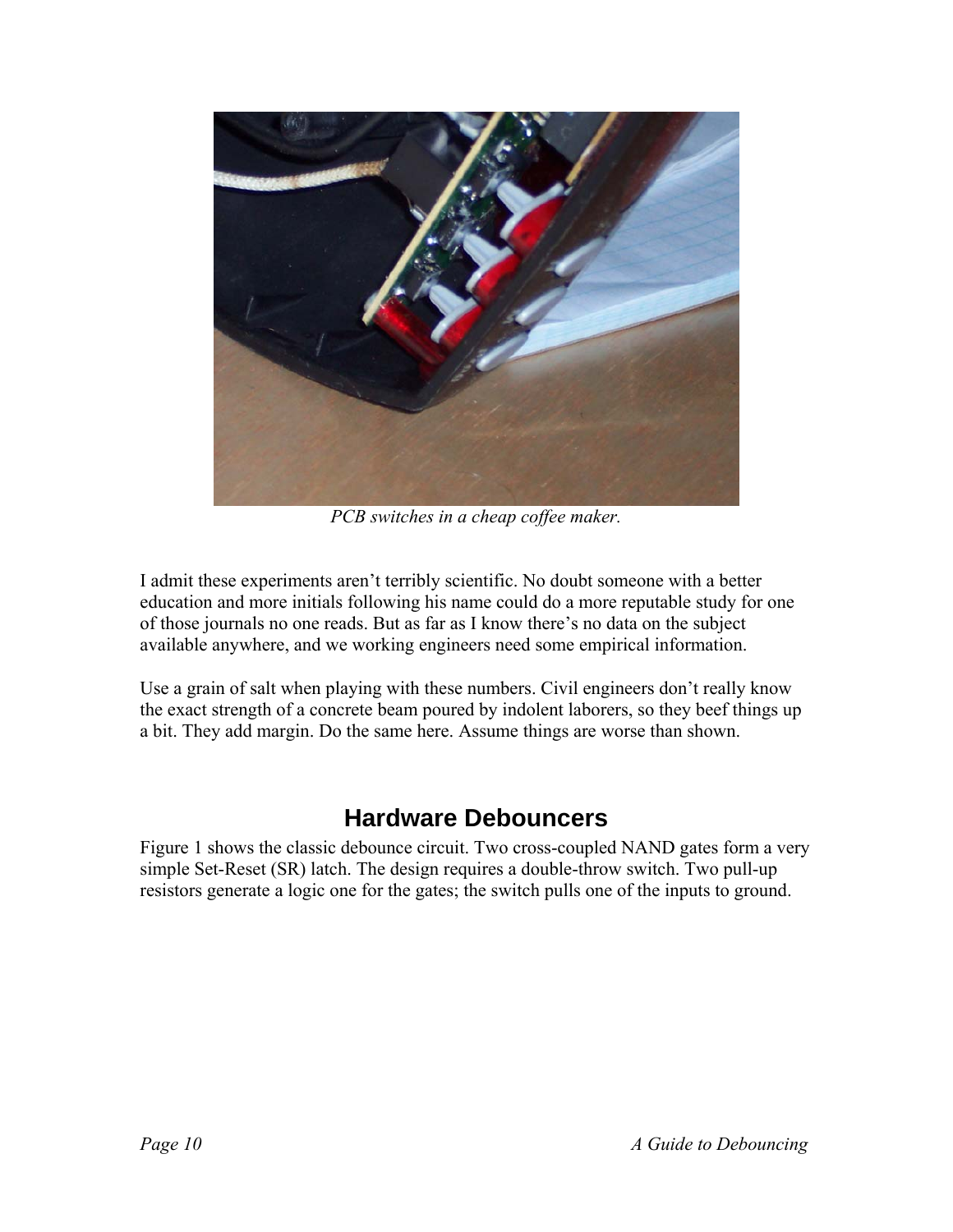*PCB switches in a cheap coffee maker.*

I admit these experiments aren't terribly scientific. No doubt someone with a better education and more initials following his name could do a more reputable study for one of those journals no one reads. But as far as I know there's no data on the subject available anywhere, and we working engineers need some empirical information.

Use a grain of salt when playing with these numbers. Civil engineers don't really know the exact strength of a concrete beam poured by indolent laborers, so they beef things up a bit. They add margin. Do the same here. Assume things are worse than shown.

## Hardware Debouncers

Figure 1 shows the classic debounce circuit. Two cross-coupled NAND gates form a very simple Set-Reset (SR) latch. The design requires a double-throw switch. Two pull-up resistors generate a logic one for the gates; the switch pulls one of the inputs to ground.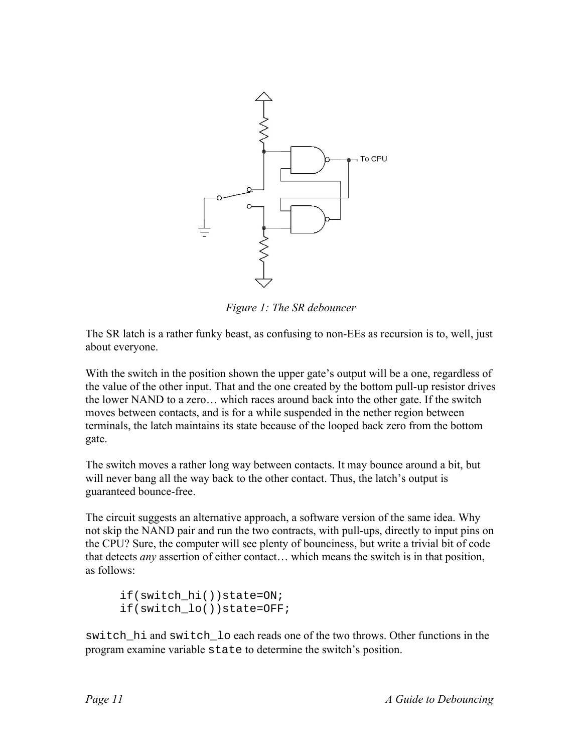*Figure 1: The SR debouncer*

The SR latch is a rather funky beast, as confusing to non-EEs as recursion is to, well, just about everyone.

With the switch in the position shown the upper gate's output will be a one, regardless of the value of the other input. That and the one created by the bottom pull-up resistor drives the lower NAND to a zero… which races around back into the other gate. If the switch moves between contacts, and is for a while suspended in the nether region between terminals, the latch maintains its state because of the looped back zero from the bottom gate.

The switch moves a rather long way between contacts. It may bounce around a bit, but will never bang all the way back to the other contact. Thus, the latch's output is guaranteed bounce-free.

The circuit suggests an alternative approach, a software version of the same idea. Why not skip the NAND pair and run the two contracts, with pull-ups, directly to input pins on the CPU? Sure, the computer will see plenty of bounciness, but write a trivial bit of code that detects *any* assertion of either contact… which means the switch is in that position, as follows:

```
if(switch_hi())state=ON;
if(switch_lo())state=OFF;
```

`switch_hi` and `switch_lo` each reads one of the two throws. Other functions in the program examine variable `state` to determine the switch's position.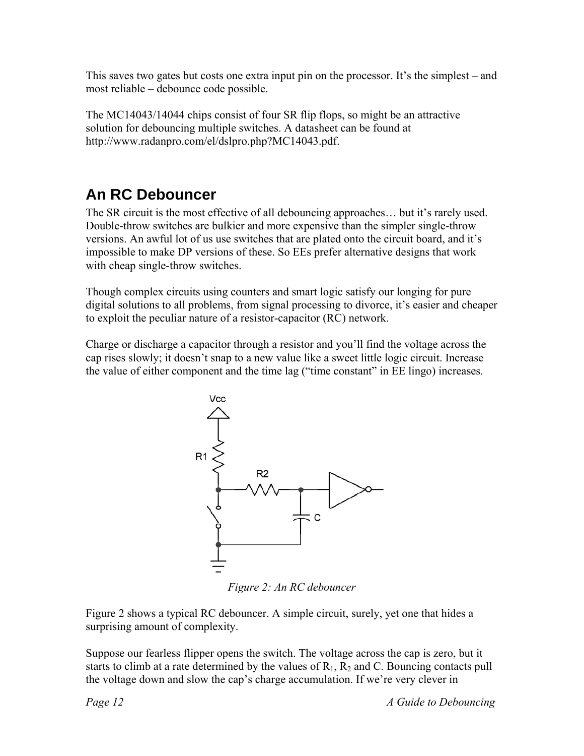This saves two gates but costs one extra input pin on the processor. It's the simplest – and most reliable – debounce code possible.

The MC14043/14044 chips consist of four SR flip flops, so might be an attractive solution for debouncing multiple switches. A datasheet can be found at http://www.radanpro.com/el/dslpro.php?MC14043.pdf.

## An RC Debouncer

The SR circuit is the most effective of all debouncing approaches… but it's rarely used. Double-throw switches are bulkier and more expensive than the simpler single-throw versions. An awful lot of us use switches that are plated onto the circuit board, and it's impossible to make DP versions of these. So EEs prefer alternative designs that work with cheap single-throw switches.

Though complex circuits using counters and smart logic satisfy our longing for pure digital solutions to all problems, from signal processing to divorce, it's easier and cheaper to exploit the peculiar nature of a resistor-capacitor (RC) network.

Charge or discharge a capacitor through a resistor and you'll find the voltage across the cap rises slowly; it doesn't snap to a new value like a sweet little logic circuit. Increase the value of either component and the time lag ("time constant" in EE lingo) increases.

*Figure 2: An RC debouncer*

Figure 2 shows a typical RC debouncer. A simple circuit, surely, yet one that hides a surprising amount of complexity.

Suppose our fearless flipper opens the switch. The voltage across the cap is zero, but it starts to climb at a rate determined by the values of $R_1$, $R_2$ and C. Bouncing contacts pull the voltage down and slow the cap's charge accumulation. If we're very clever in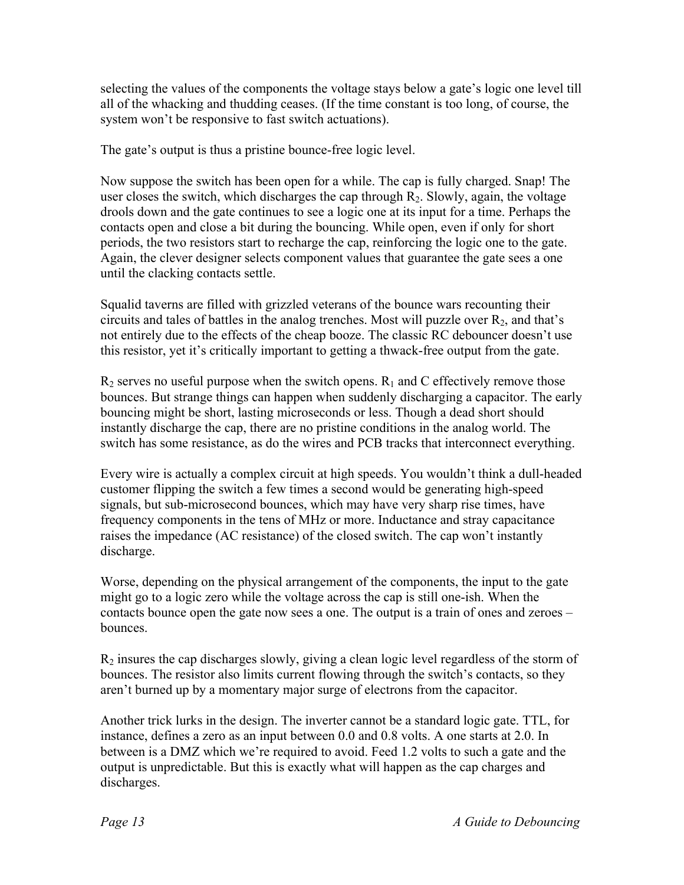selecting the values of the components the voltage stays below a gate's logic one level till all of the whacking and thudding ceases. (If the time constant is too long, of course, the system won't be responsive to fast switch actuations).

The gate's output is thus a pristine bounce-free logic level.

Now suppose the switch has been open for a while. The cap is fully charged. Snap! The user closes the switch, which discharges the cap through $R_2$. Slowly, again, the voltage drools down and the gate continues to see a logic one at its input for a time. Perhaps the contacts open and close a bit during the bouncing. While open, even if only for short periods, the two resistors start to recharge the cap, reinforcing the logic one to the gate. Again, the clever designer selects component values that guarantee the gate sees a one until the clacking contacts settle.

Squalid taverns are filled with grizzled veterans of the bounce wars recounting their circuits and tales of battles in the analog trenches. Most will puzzle over $R_2$, and that's not entirely due to the effects of the cheap booze. The classic RC debouncer doesn't use this resistor, yet it's critically important to getting a thwack-free output from the gate.

$R_2$ serves no useful purpose when the switch opens. $R_1$ and C effectively remove those bounces. But strange things can happen when suddenly discharging a capacitor. The early bouncing might be short, lasting microseconds or less. Though a dead short should instantly discharge the cap, there are no pristine conditions in the analog world. The switch has some resistance, as do the wires and PCB tracks that interconnect everything.

Every wire is actually a complex circuit at high speeds. You wouldn't think a dull-headed customer flipping the switch a few times a second would be generating high-speed signals, but sub-microsecond bounces, which may have very sharp rise times, have frequency components in the tens of MHz or more. Inductance and stray capacitance raises the impedance (AC resistance) of the closed switch. The cap won't instantly discharge.

Worse, depending on the physical arrangement of the components, the input to the gate might go to a logic zero while the voltage across the cap is still one-ish. When the contacts bounce open the gate now sees a one. The output is a train of ones and zeroes – bounces.

$R_2$ insures the cap discharges slowly, giving a clean logic level regardless of the storm of bounces. The resistor also limits current flowing through the switch's contacts, so they aren't burned up by a momentary major surge of electrons from the capacitor.

Another trick lurks in the design. The inverter cannot be a standard logic gate. TTL, for instance, defines a zero as an input between 0.0 and 0.8 volts. A one starts at 2.0. In between is a DMZ which we're required to avoid. Feed 1.2 volts to such a gate and the output is unpredictable. But this is exactly what will happen as the cap charges and discharges.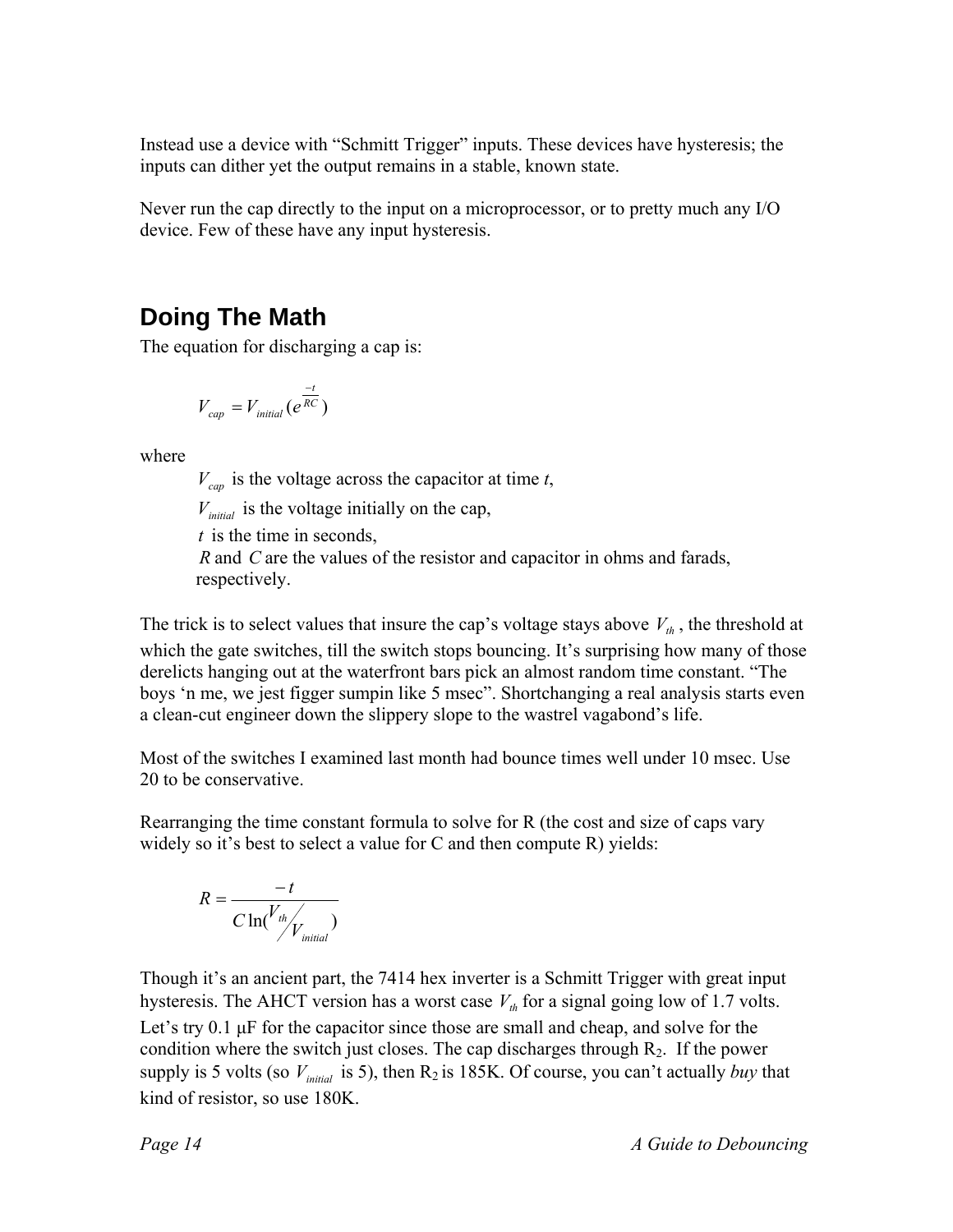Instead use a device with “Schmitt Trigger” inputs. These devices have hysteresis; the inputs can dither yet the output remains in a stable, known state.

Never run the cap directly to the input on a microprocessor, or to pretty much any I/O device. Few of these have any input hysteresis.

## Doing The Math

The equation for discharging a cap is:

$$V_{cap} = V_{initial}(e^{\frac{-t}{RC}})$$

where

- $V_{cap}$ is the voltage across the capacitor at time $t$,
- $V_{initial}$ is the voltage initially on the cap,
- $t$ is the time in seconds,
- $R$ and $C$ are the values of the resistor and capacitor in ohms and farads, respectively.

The trick is to select values that insure the cap’s voltage stays above $V_{th}$, the threshold at which the gate switches, till the switch stops bouncing. It’s surprising how many of those derelicts hanging out at the waterfront bars pick an almost random time constant. “The boys ‘n me, we jest figger sumpin like 5 msec”. Shortchanging a real analysis starts even a clean-cut engineer down the slippery slope to the wastrel vagabond’s life.

Most of the switches I examined last month had bounce times well under 10 msec. Use 20 to be conservative.

Rearranging the time constant formula to solve for R (the cost and size of caps vary widely so it’s best to select a value for C and then compute R) yields:

$$R = \frac{-t}{C\ln(V_{th}/V_{initial})}$$

Though it’s an ancient part, the 7414 hex inverter is a Schmitt Trigger with great input hysteresis. The AHCT version has a worst case $V_{th}$ for a signal going low of 1.7 volts. Let’s try 0.1 µF for the capacitor since those are small and cheap, and solve for the condition where the switch just closes. The cap discharges through $R_2$. If the power supply is 5 volts (so $V_{initial}$ is 5), then $R_2$ is 185K. Of course, you can’t actually *buy* that kind of resistor, so use 180K.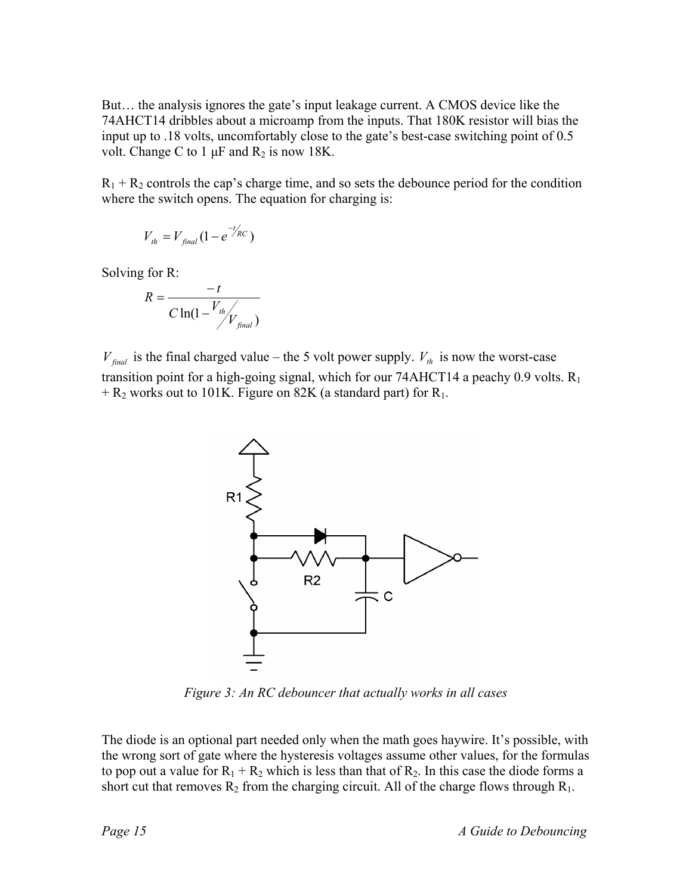But… the analysis ignores the gate's input leakage current. A CMOS device like the 74AHCT14 dribbles about a microamp from the inputs. That 180K resistor will bias the input up to .18 volts, uncomfortably close to the gate's best-case switching point of 0.5 volt. Change C to 1 µF and $R_2$ is now 18K.

$R_1 + R_2$ controls the cap's charge time, and so sets the debounce period for the condition where the switch opens. The equation for charging is:

$$V_{th} = V_{final}(1 - e^{-t/RC})$$

Solving for R:

$$R = \frac{-t}{C \ln(1 - V_{th}/V_{final})}$$

$V_{final}$ is the final charged value – the 5 volt power supply. $V_{th}$ is now the worst-case transition point for a high-going signal, which for our 74AHCT14 a peachy 0.9 volts. $R_1 + R_2$ works out to 101K. Figure on 82K (a standard part) for $R_1$.

*Figure 3: An RC debouncer that actually works in all cases*

The diode is an optional part needed only when the math goes haywire. It's possible, with the wrong sort of gate where the hysteresis voltages assume other values, for the formulas to pop out a value for $R_1 + R_2$ which is less than that of $R_2$. In this case the diode forms a short cut that removes $R_2$ from the charging circuit. All of the charge flows through $R_1$.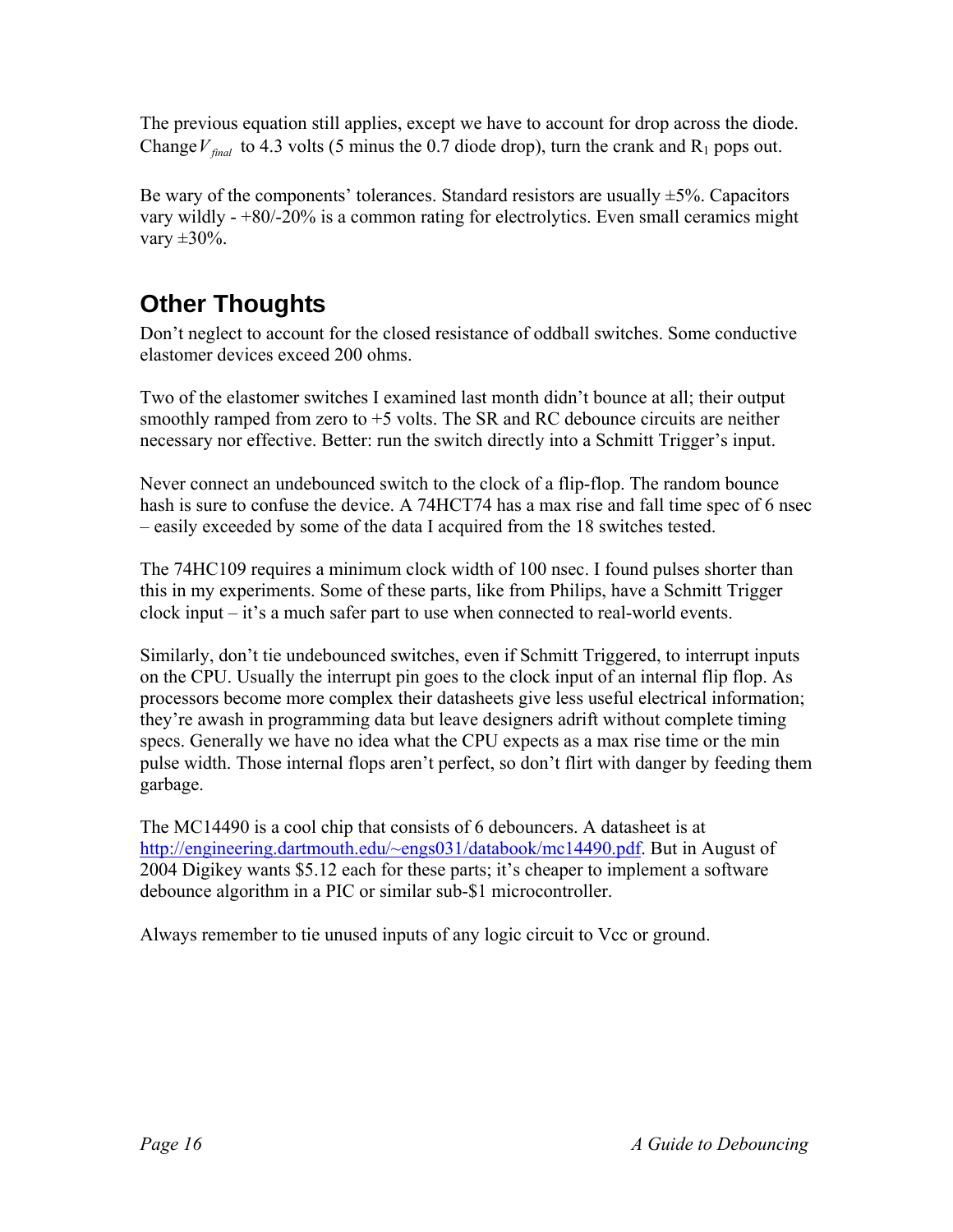The previous equation still applies, except we have to account for drop across the diode. Change $V_{final}$ to 4.3 volts (5 minus the 0.7 diode drop), turn the crank and $R_1$ pops out.

Be wary of the components' tolerances. Standard resistors are usually ±5%. Capacitors vary wildly - +80/-20% is a common rating for electrolytics. Even small ceramics might vary ±30%.

## Other Thoughts

Don't neglect to account for the closed resistance of oddball switches. Some conductive elastomer devices exceed 200 ohms.

Two of the elastomer switches I examined last month didn't bounce at all; their output smoothly ramped from zero to +5 volts. The SR and RC debounce circuits are neither necessary nor effective. Better: run the switch directly into a Schmitt Trigger's input.

Never connect an undebounced switch to the clock of a flip-flop. The random bounce hash is sure to confuse the device. A 74HCT74 has a max rise and fall time spec of 6 nsec – easily exceeded by some of the data I acquired from the 18 switches tested.

The 74HC109 requires a minimum clock width of 100 nsec. I found pulses shorter than this in my experiments. Some of these parts, like from Philips, have a Schmitt Trigger clock input – it's a much safer part to use when connected to real-world events.

Similarly, don't tie undebounced switches, even if Schmitt Triggered, to interrupt inputs on the CPU. Usually the interrupt pin goes to the clock input of an internal flip flop. As processors become more complex their datasheets give less useful electrical information; they're awash in programming data but leave designers adrift without complete timing specs. Generally we have no idea what the CPU expects as a max rise time or the min pulse width. Those internal flops aren't perfect, so don't flirt with danger by feeding them garbage.

The MC14490 is a cool chip that consists of 6 debouncers. A datasheet is at http://engineering.dartmouth.edu/~engs031/databook/mc14490.pdf. But in August of 2004 Digikey wants $5.12 each for these parts; it's cheaper to implement a software debounce algorithm in a PIC or similar sub-$1 microcontroller.

Always remember to tie unused inputs of any logic circuit to Vcc or ground.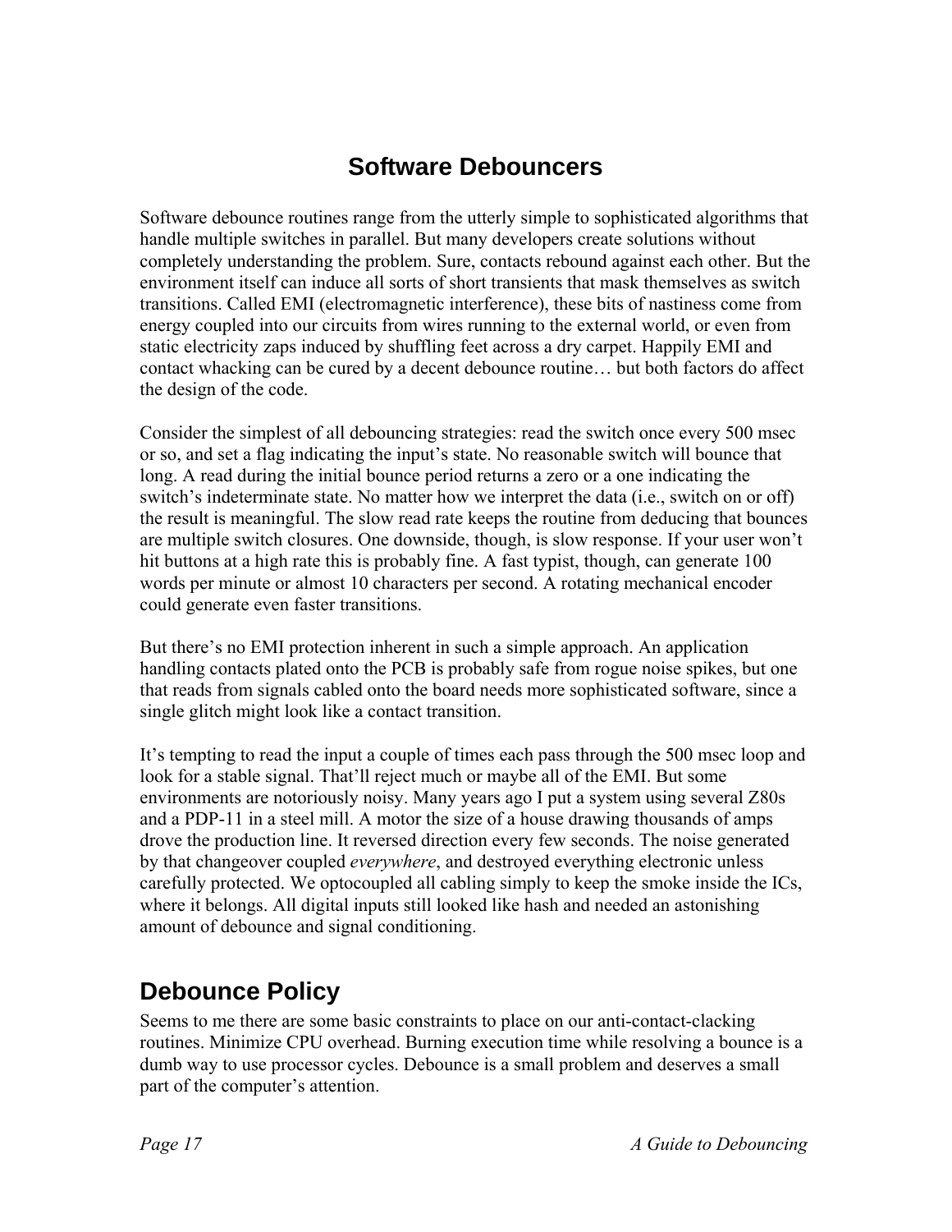# Software Debouncers

Software debounce routines range from the utterly simple to sophisticated algorithms that handle multiple switches in parallel. But many developers create solutions without completely understanding the problem. Sure, contacts rebound against each other. But the environment itself can induce all sorts of short transients that mask themselves as switch transitions. Called EMI (electromagnetic interference), these bits of nastiness come from energy coupled into our circuits from wires running to the external world, or even from static electricity zaps induced by shuffling feet across a dry carpet. Happily EMI and contact whacking can be cured by a decent debounce routine… but both factors do affect the design of the code.

Consider the simplest of all debouncing strategies: read the switch once every 500 msec or so, and set a flag indicating the input's state. No reasonable switch will bounce that long. A read during the initial bounce period returns a zero or a one indicating the switch's indeterminate state. No matter how we interpret the data (i.e., switch on or off) the result is meaningful. The slow read rate keeps the routine from deducing that bounces are multiple switch closures. One downside, though, is slow response. If your user won't hit buttons at a high rate this is probably fine. A fast typist, though, can generate 100 words per minute or almost 10 characters per second. A rotating mechanical encoder could generate even faster transitions.

But there's no EMI protection inherent in such a simple approach. An application handling contacts plated onto the PCB is probably safe from rogue noise spikes, but one that reads from signals cabled onto the board needs more sophisticated software, since a single glitch might look like a contact transition.

It's tempting to read the input a couple of times each pass through the 500 msec loop and look for a stable signal. That'll reject much or maybe all of the EMI. But some environments are notoriously noisy. Many years ago I put a system using several Z80s and a PDP-11 in a steel mill. A motor the size of a house drawing thousands of amps drove the production line. It reversed direction every few seconds. The noise generated by that changeover coupled *everywhere*, and destroyed everything electronic unless carefully protected. We optocoupled all cabling simply to keep the smoke inside the ICs, where it belongs. All digital inputs still looked like hash and needed an astonishing amount of debounce and signal conditioning.

## Debounce Policy

Seems to me there are some basic constraints to place on our anti-contact-clacking routines. Minimize CPU overhead. Burning execution time while resolving a bounce is a dumb way to use processor cycles. Debounce is a small problem and deserves a small part of the computer's attention.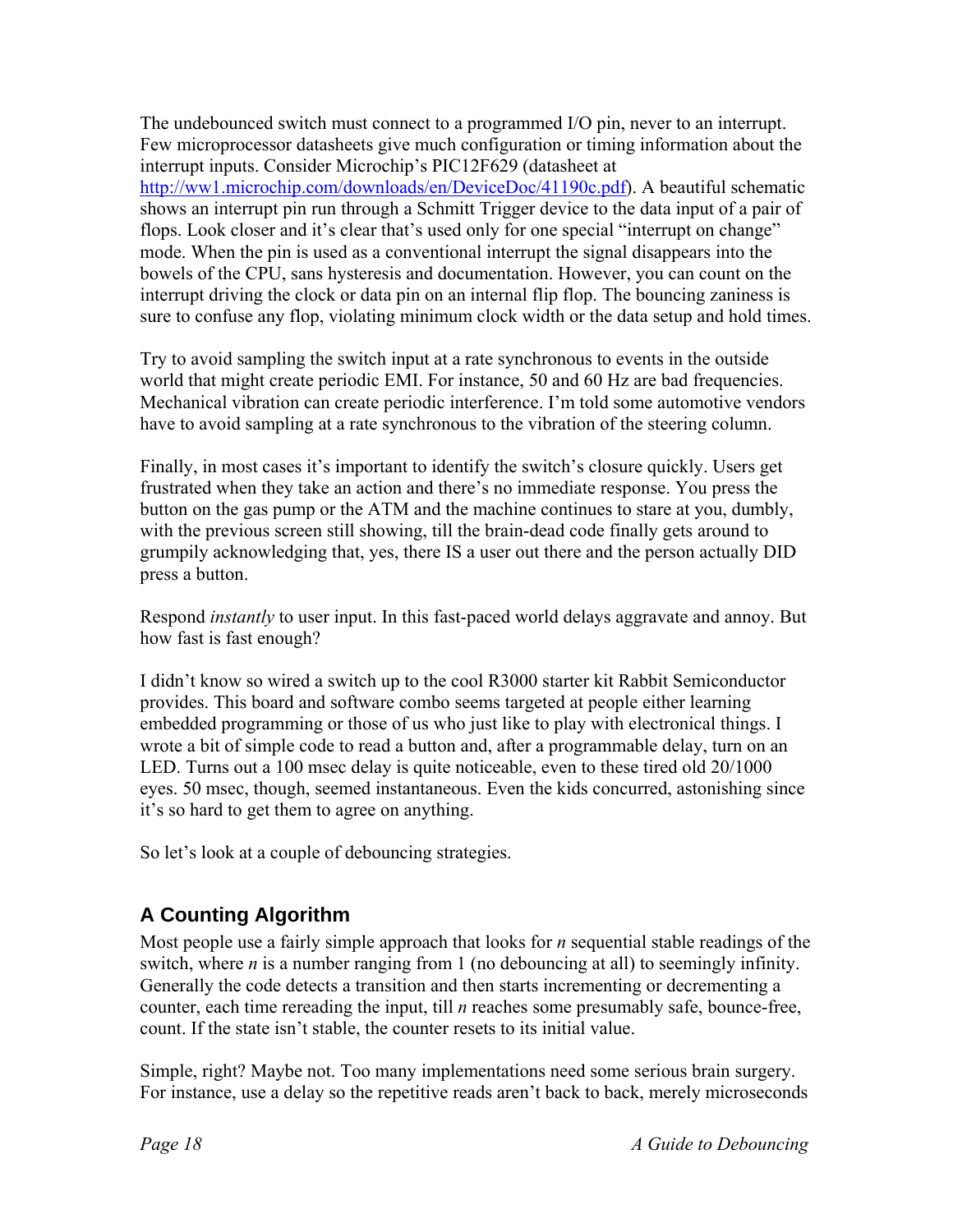The undebounced switch must connect to a programmed I/O pin, never to an interrupt. Few microprocessor datasheets give much configuration or timing information about the interrupt inputs. Consider Microchip's PIC12F629 (datasheet at [http://ww1.microchip.com/downloads/en/DeviceDoc/41190c.pdf](http://ww1.microchip.com/downloads/en/DeviceDoc/41190c.pdf)). A beautiful schematic shows an interrupt pin run through a Schmitt Trigger device to the data input of a pair of flops. Look closer and it's clear that's used only for one special "interrupt on change" mode. When the pin is used as a conventional interrupt the signal disappears into the bowels of the CPU, sans hysteresis and documentation. However, you can count on the interrupt driving the clock or data pin on an internal flip flop. The bouncing zaniness is sure to confuse any flop, violating minimum clock width or the data setup and hold times.

Try to avoid sampling the switch input at a rate synchronous to events in the outside world that might create periodic EMI. For instance, 50 and 60 Hz are bad frequencies. Mechanical vibration can create periodic interference. I'm told some automotive vendors have to avoid sampling at a rate synchronous to the vibration of the steering column.

Finally, in most cases it's important to identify the switch's closure quickly. Users get frustrated when they take an action and there's no immediate response. You press the button on the gas pump or the ATM and the machine continues to stare at you, dumbly, with the previous screen still showing, till the brain-dead code finally gets around to grumpily acknowledging that, yes, there IS a user out there and the person actually DID press a button.

Respond *instantly* to user input. In this fast-paced world delays aggravate and annoy. But how fast is fast enough?

I didn't know so wired a switch up to the cool R3000 starter kit Rabbit Semiconductor provides. This board and software combo seems targeted at people either learning embedded programming or those of us who just like to play with electronical things. I wrote a bit of simple code to read a button and, after a programmable delay, turn on an LED. Turns out a 100 msec delay is quite noticeable, even to these tired old 20/1000 eyes. 50 msec, though, seemed instantaneous. Even the kids concurred, astonishing since it's so hard to get them to agree on anything.

So let's look at a couple of debouncing strategies.

## A Counting Algorithm

Most people use a fairly simple approach that looks for *n* sequential stable readings of the switch, where *n* is a number ranging from 1 (no debouncing at all) to seemingly infinity. Generally the code detects a transition and then starts incrementing or decrementing a counter, each time rereading the input, till *n* reaches some presumably safe, bounce-free, count. If the state isn't stable, the counter resets to its initial value.

Simple, right? Maybe not. Too many implementations need some serious brain surgery. For instance, use a delay so the repetitive reads aren't back to back, merely microseconds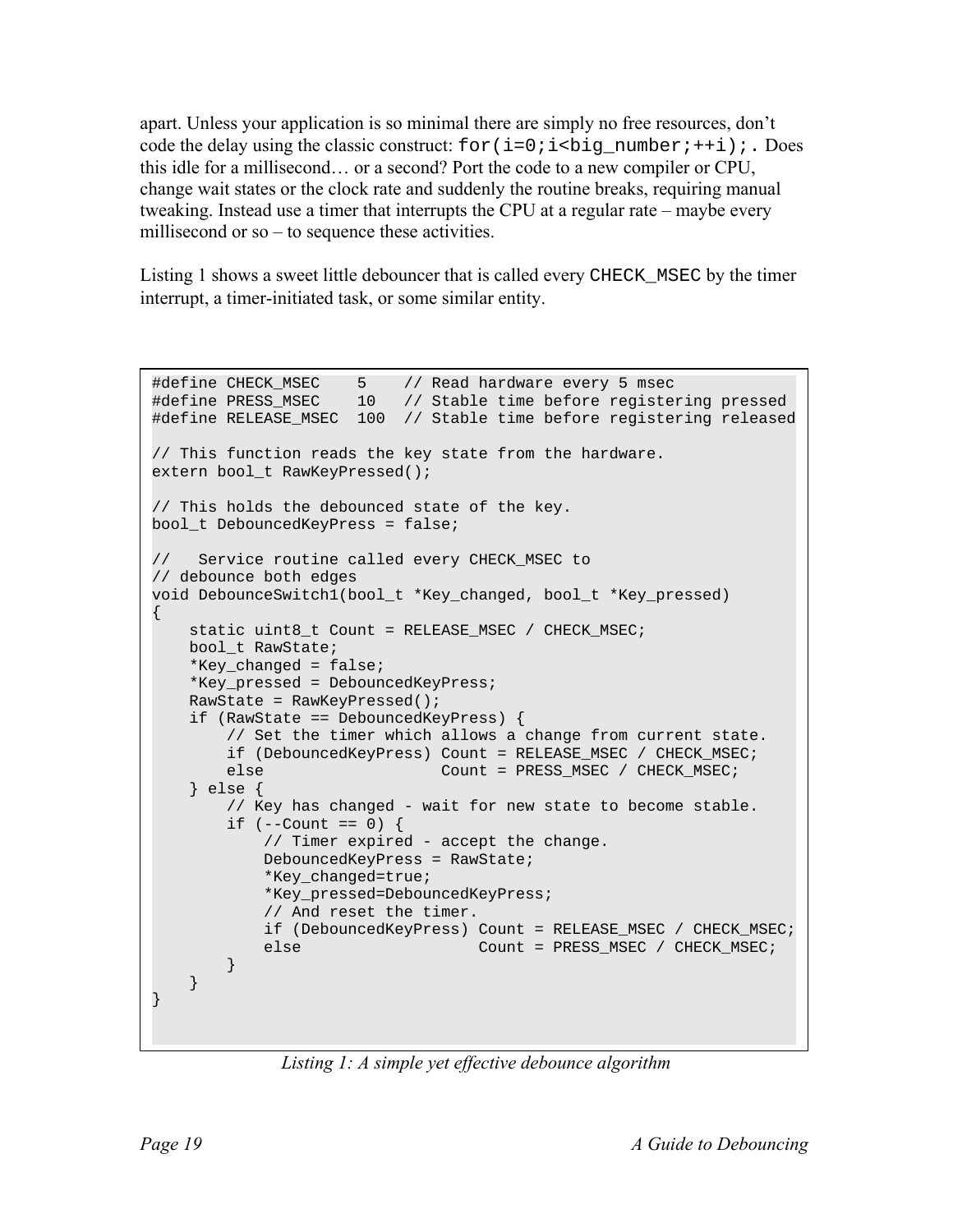apart. Unless your application is so minimal there are simply no free resources, don't code the delay using the classic construct: `for(i=0;i<big_number;++i);`. Does this idle for a millisecond… or a second? Port the code to a new compiler or CPU, change wait states or the clock rate and suddenly the routine breaks, requiring manual tweaking. Instead use a timer that interrupts the CPU at a regular rate – maybe every millisecond or so – to sequence these activities.

Listing 1 shows a sweet little debouncer that is called every `CHECK_MSEC` by the timer interrupt, a timer-initiated task, or some similar entity.

```
#define CHECK_MSEC    5    // Read hardware every 5 msec
#define PRESS_MSEC    10   // Stable time before registering pressed
#define RELEASE_MSEC  100  // Stable time before registering released

// This function reads the key state from the hardware.
extern bool_t RawKeyPressed();

// This holds the debounced state of the key.
bool_t DebouncedKeyPress = false;

//   Service routine called every CHECK_MSEC to
// debounce both edges
void DebounceSwitch1(bool_t *Key_changed, bool_t *Key_pressed)
{
    static uint8_t Count = RELEASE_MSEC / CHECK_MSEC;
    bool_t RawState;
    *Key_changed = false;
    *Key_pressed = DebouncedKeyPress;
    RawState = RawKeyPressed();
    if (RawState == DebouncedKeyPress) {
        // Set the timer which allows a change from current state.
        if (DebouncedKeyPress) Count = RELEASE_MSEC / CHECK_MSEC;
        else                   Count = PRESS_MSEC / CHECK_MSEC;
    } else {
        // Key has changed - wait for new state to become stable.
        if (--Count == 0) {
            // Timer expired - accept the change.
            DebouncedKeyPress = RawState;
            *Key_changed=true;
            *Key_pressed=DebouncedKeyPress;
            // And reset the timer.
            if (DebouncedKeyPress) Count = RELEASE_MSEC / CHECK_MSEC;
            else                   Count = PRESS_MSEC / CHECK_MSEC;
        }
    }
}
```

*Listing 1: A simple yet effective debounce algorithm*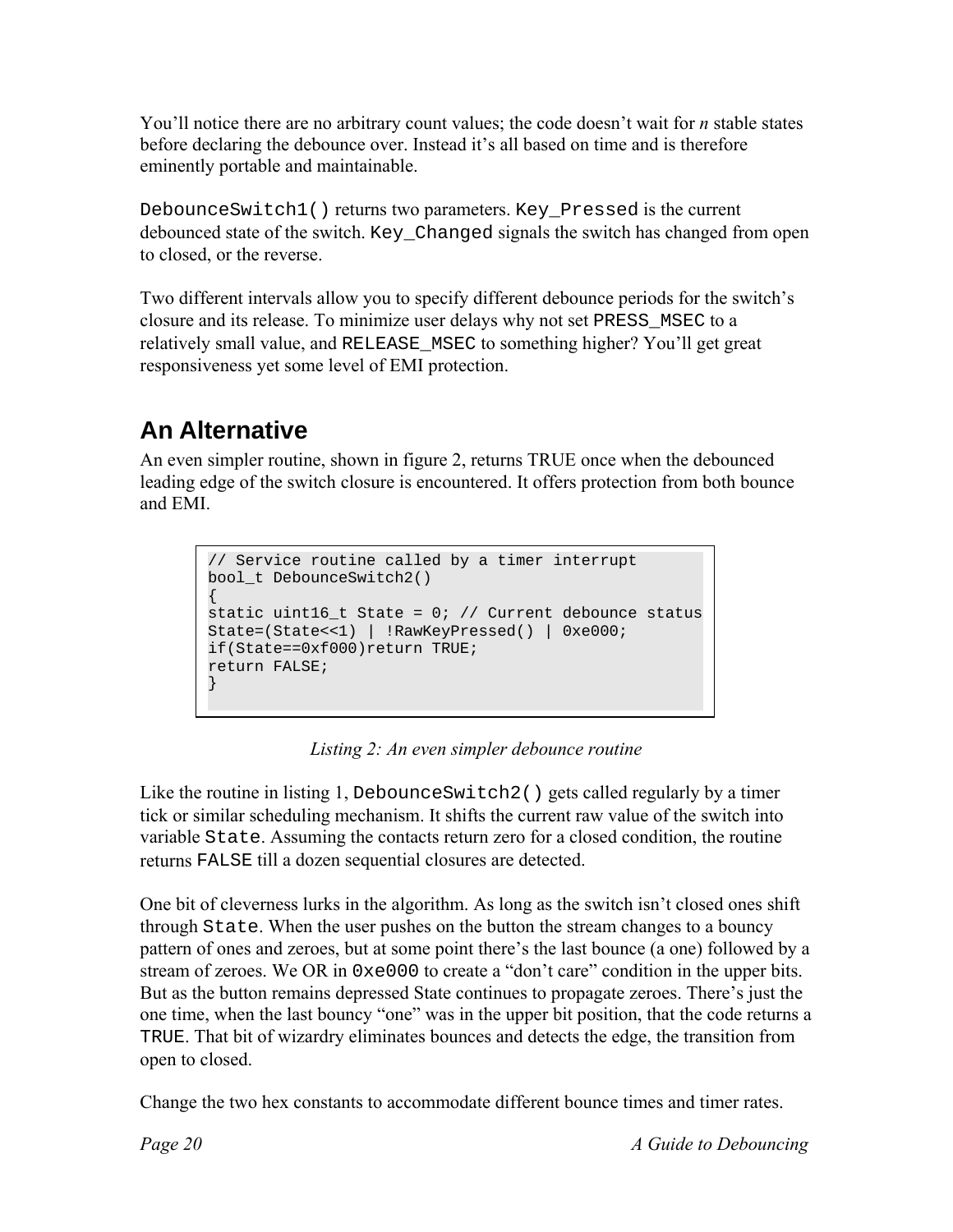You'll notice there are no arbitrary count values; the code doesn't wait for *n* stable states before declaring the debounce over. Instead it's all based on time and is therefore eminently portable and maintainable.

`DebounceSwitch1()` returns two parameters. `Key_Pressed` is the current debounced state of the switch. `Key_Changed` signals the switch has changed from open to closed, or the reverse.

Two different intervals allow you to specify different debounce periods for the switch's closure and its release. To minimize user delays why not set `PRESS_MSEC` to a relatively small value, and `RELEASE_MSEC` to something higher? You'll get great responsiveness yet some level of EMI protection.

## An Alternative

An even simpler routine, shown in figure 2, returns TRUE once when the debounced leading edge of the switch closure is encountered. It offers protection from both bounce and EMI.

```
// Service routine called by a timer interrupt
bool_t DebounceSwitch2()
{
static uint16_t State = 0; // Current debounce status
State=(State<<1) | !RawKeyPressed() | 0xe000;
if(State==0xf000)return TRUE;
return FALSE;
}
```

*Listing 2: An even simpler debounce routine*

Like the routine in listing 1, `DebounceSwitch2()` gets called regularly by a timer tick or similar scheduling mechanism. It shifts the current raw value of the switch into variable `State`. Assuming the contacts return zero for a closed condition, the routine returns `FALSE` till a dozen sequential closures are detected.

One bit of cleverness lurks in the algorithm. As long as the switch isn't closed ones shift through `State`. When the user pushes on the button the stream changes to a bouncy pattern of ones and zeroes, but at some point there's the last bounce (a one) followed by a stream of zeroes. We OR in `0xe000` to create a "don't care" condition in the upper bits. But as the button remains depressed State continues to propagate zeroes. There's just the one time, when the last bouncy "one" was in the upper bit position, that the code returns a `TRUE`. That bit of wizardry eliminates bounces and detects the edge, the transition from open to closed.

Change the two hex constants to accommodate different bounce times and timer rates.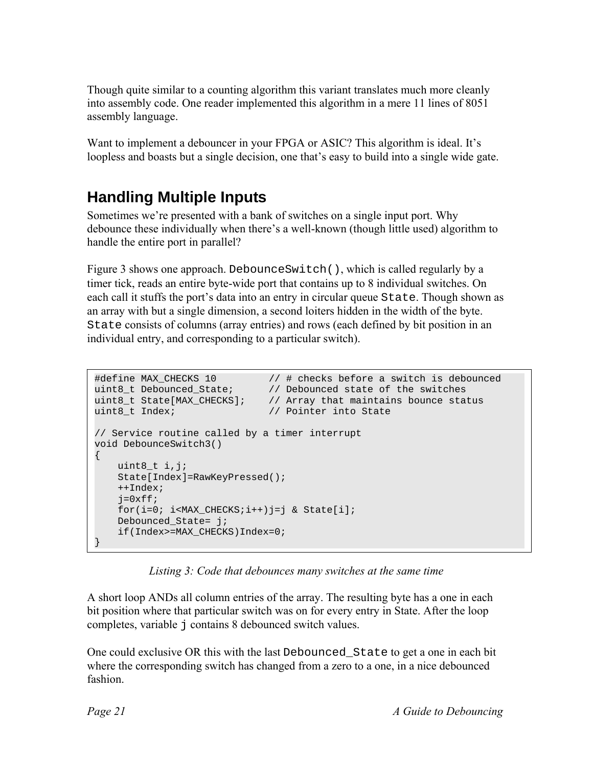Though quite similar to a counting algorithm this variant translates much more cleanly into assembly code. One reader implemented this algorithm in a mere 11 lines of 8051 assembly language.

Want to implement a debouncer in your FPGA or ASIC? This algorithm is ideal. It's loopless and boasts but a single decision, one that's easy to build into a single wide gate.

## Handling Multiple Inputs

Sometimes we're presented with a bank of switches on a single input port. Why debounce these individually when there's a well-known (though little used) algorithm to handle the entire port in parallel?

Figure 3 shows one approach. `DebounceSwitch()`, which is called regularly by a timer tick, reads an entire byte-wide port that contains up to 8 individual switches. On each call it stuffs the port's data into an entry in circular queue `State`. Though shown as an array with but a single dimension, a second loiters hidden in the width of the byte. `State` consists of columns (array entries) and rows (each defined by bit position in an individual entry, and corresponding to a particular switch).

```
#define MAX_CHECKS 10         // # checks before a switch is debounced
uint8_t Debounced_State;      // Debounced state of the switches
uint8_t State[MAX_CHECKS];    // Array that maintains bounce status
uint8_t Index;                // Pointer into State

// Service routine called by a timer interrupt
void DebounceSwitch3()
{
    uint8_t i,j;
    State[Index]=RawKeyPressed();
    ++Index;
    j=0xff;
    for(i=0; i<MAX_CHECKS;i++)j=j & State[i];
    Debounced_State= j;
    if(Index>=MAX_CHECKS)Index=0;
}
```

*Listing 3: Code that debounces many switches at the same time*

A short loop ANDs all column entries of the array. The resulting byte has a one in each bit position where that particular switch was on for every entry in State. After the loop completes, variable `j` contains 8 debounced switch values.

One could exclusive OR this with the last `Debounced_State` to get a one in each bit where the corresponding switch has changed from a zero to a one, in a nice debounced fashion.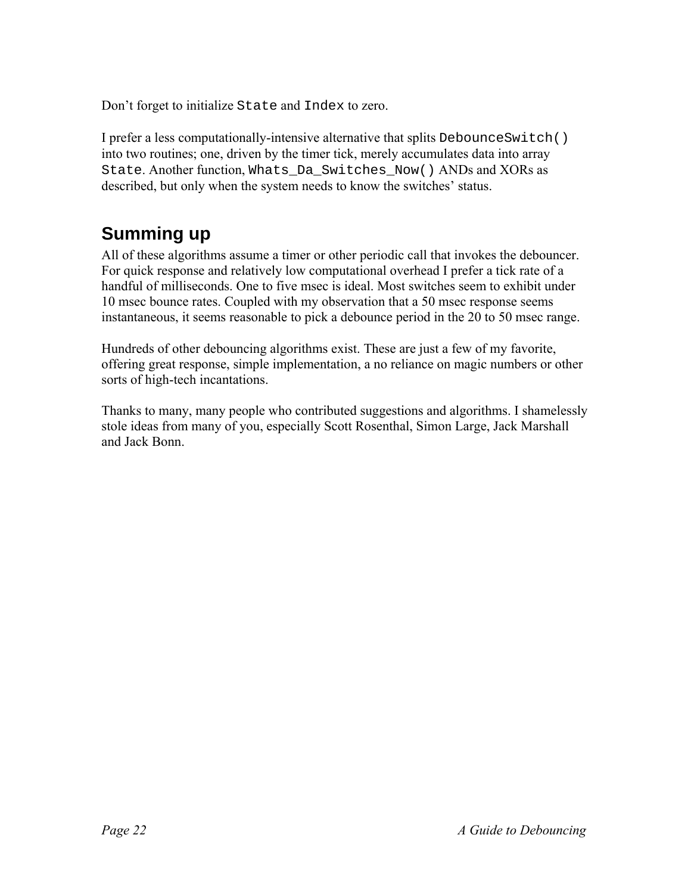Don't forget to initialize `State` and `Index` to zero.

I prefer a less computationally-intensive alternative that splits `DebounceSwitch()` into two routines; one, driven by the timer tick, merely accumulates data into array `State`. Another function, `Whats_Da_Switches_Now()` ANDs and XORs as described, but only when the system needs to know the switches' status.

## Summing up

All of these algorithms assume a timer or other periodic call that invokes the debouncer. For quick response and relatively low computational overhead I prefer a tick rate of a handful of milliseconds. One to five msec is ideal. Most switches seem to exhibit under 10 msec bounce rates. Coupled with my observation that a 50 msec response seems instantaneous, it seems reasonable to pick a debounce period in the 20 to 50 msec range.

Hundreds of other debouncing algorithms exist. These are just a few of my favorite, offering great response, simple implementation, a no reliance on magic numbers or other sorts of high-tech incantations.

Thanks to many, many people who contributed suggestions and algorithms. I shamelessly stole ideas from many of you, especially Scott Rosenthal, Simon Large, Jack Marshall and Jack Bonn.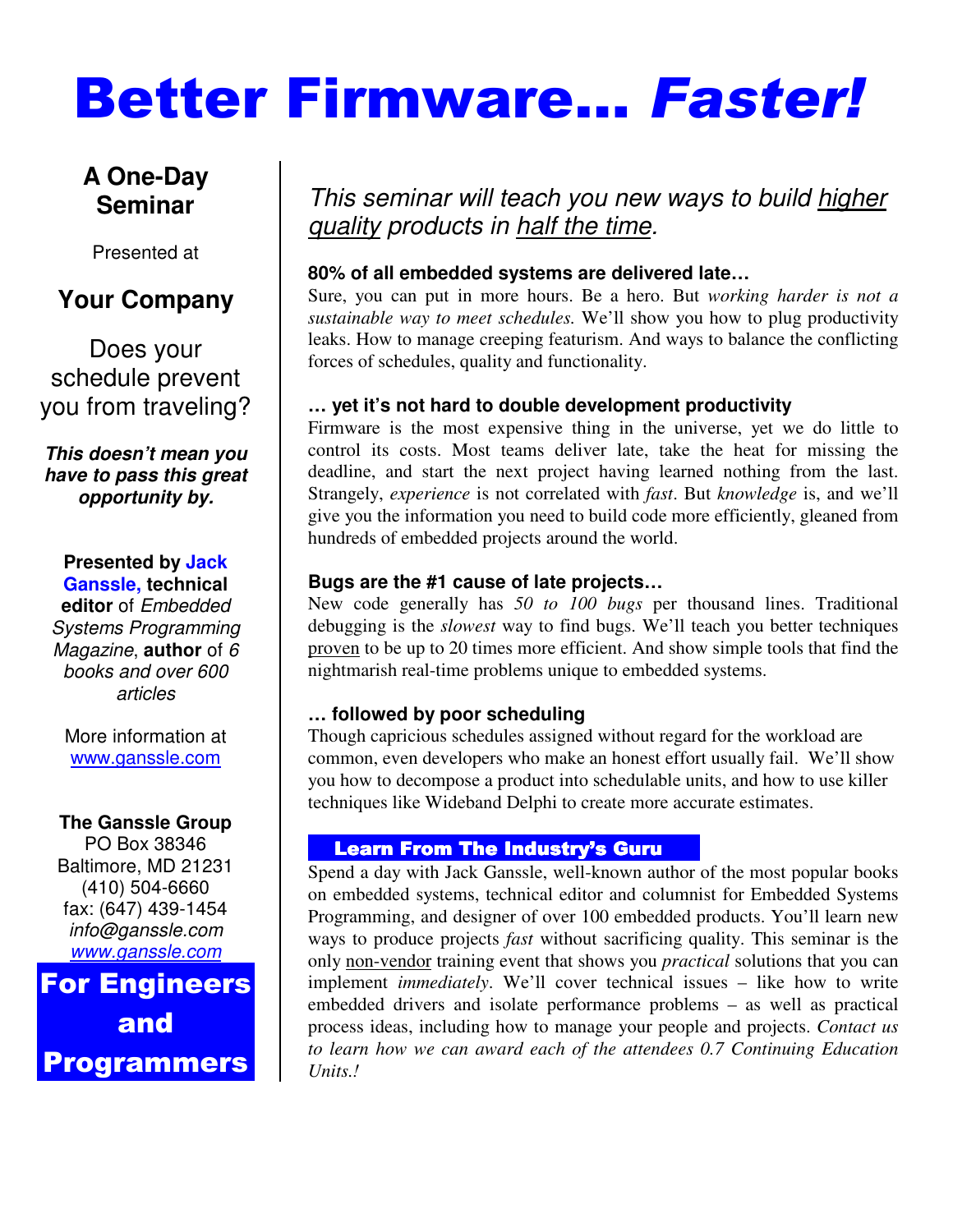# Better Firmware… *Faster!*

## A One-Day Seminar

Presented at

## Your Company

Does your schedule prevent you from traveling?

***This doesn't mean you have to pass this great opportunity by.***

**Presented by Jack Ganssle, technical editor** of *Embedded Systems Programming Magazine*, **author** of *6 books and over 600 articles*

More information at www.ganssle.com

**The Ganssle Group**
PO Box 38346
Baltimore, MD 21231
(410) 504-6660
fax: (647) 439-1454
*info@ganssle.com*
*www.ganssle.com*

**For Engineers and Programmers**

*This seminar will teach you new ways to build higher quality products in half the time.*

### 80% of all embedded systems are delivered late…

Sure, you can put in more hours. Be a hero. But *working harder is not a sustainable way to meet schedules.* We'll show you how to plug productivity leaks. How to manage creeping featurism. And ways to balance the conflicting forces of schedules, quality and functionality.

### … yet it's not hard to double development productivity

Firmware is the most expensive thing in the universe, yet we do little to control its costs. Most teams deliver late, take the heat for missing the deadline, and start the next project having learned nothing from the last. Strangely, *experience* is not correlated with *fast*. But *knowledge* is, and we'll give you the information you need to build code more efficiently, gleaned from hundreds of embedded projects around the world.

### Bugs are the #1 cause of late projects…

New code generally has *50 to 100 bugs* per thousand lines. Traditional debugging is the *slowest* way to find bugs. We'll teach you better techniques proven to be up to 20 times more efficient. And show simple tools that find the nightmarish real-time problems unique to embedded systems.

### … followed by poor scheduling

Though capricious schedules assigned without regard for the workload are common, even developers who make an honest effort usually fail. We'll show you how to decompose a product into schedulable units, and how to use killer techniques like Wideband Delphi to create more accurate estimates.

### Learn From The Industry's Guru

Spend a day with Jack Ganssle, well-known author of the most popular books on embedded systems, technical editor and columnist for Embedded Systems Programming, and designer of over 100 embedded products. You'll learn new ways to produce projects *fast* without sacrificing quality. This seminar is the only non-vendor training event that shows you *practical* solutions that you can implement *immediately*. We'll cover technical issues – like how to write embedded drivers and isolate performance problems – as well as practical process ideas, including how to manage your people and projects. *Contact us to learn how we can award each of the attendees 0.7 Continuing Education Units.!*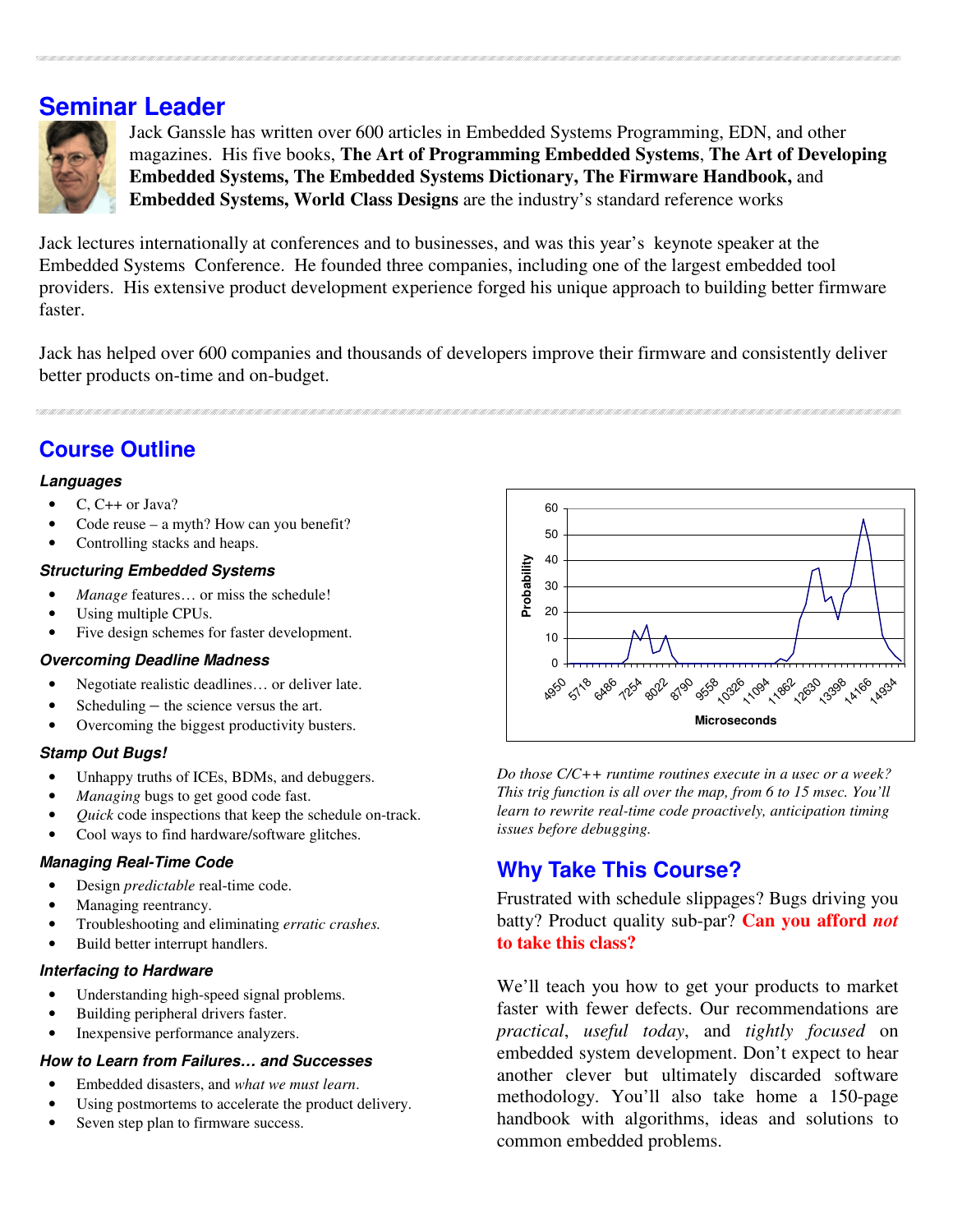## Seminar Leader

Jack Ganssle has written over 600 articles in Embedded Systems Programming, EDN, and other magazines. His five books, **The Art of Programming Embedded Systems**, **The Art of Developing Embedded Systems, The Embedded Systems Dictionary, The Firmware Handbook,** and **Embedded Systems, World Class Designs** are the industry's standard reference works

Jack lectures internationally at conferences and to businesses, and was this year's keynote speaker at the Embedded Systems Conference. He founded three companies, including one of the largest embedded tool providers. His extensive product development experience forged his unique approach to building better firmware faster.

Jack has helped over 600 companies and thousands of developers improve their firmware and consistently deliver better products on-time and on-budget.

## Course Outline

### *Languages*

- C, C++ or Java?
- Code reuse – a myth? How can you benefit?
- Controlling stacks and heaps.

### *Structuring Embedded Systems*

- *Manage* features… or miss the schedule!
- Using multiple CPUs.
- Five design schemes for faster development.

### *Overcoming Deadline Madness*

- Negotiate realistic deadlines… or deliver late.
- Scheduling – the science versus the art.
- Overcoming the biggest productivity busters.

### *Stamp Out Bugs!*

- Unhappy truths of ICEs, BDMs, and debuggers.
- *Managing* bugs to get good code fast.
- *Quick* code inspections that keep the schedule on-track.
- Cool ways to find hardware/software glitches.

### *Managing Real-Time Code*

- Design *predictable* real-time code.
- Managing reentrancy.
- Troubleshooting and eliminating *erratic crashes.*
- Build better interrupt handlers.

### *Interfacing to Hardware*

- Understanding high-speed signal problems.
- Building peripheral drivers faster.
- Inexpensive performance analyzers.

### *How to Learn from Failures… and Successes*

- Embedded disasters, and *what we must learn*.
- Using postmortems to accelerate the product delivery.
- Seven step plan to firmware success.

*Do those C/C++ runtime routines execute in a usec or a week? This trig function is all over the map, from 6 to 15 msec. You'll learn to rewrite real-time code proactively, anticipation timing issues before debugging.*

## Why Take This Course?

Frustrated with schedule slippages? Bugs driving you batty? Product quality sub-par? **Can you afford *not* to take this class?**

We'll teach you how to get your products to market faster with fewer defects. Our recommendations are *practical*, *useful today*, and *tightly focused* on embedded system development. Don't expect to hear another clever but ultimately discarded software methodology. You'll also take home a 150-page handbook with algorithms, ideas and solutions to common embedded problems.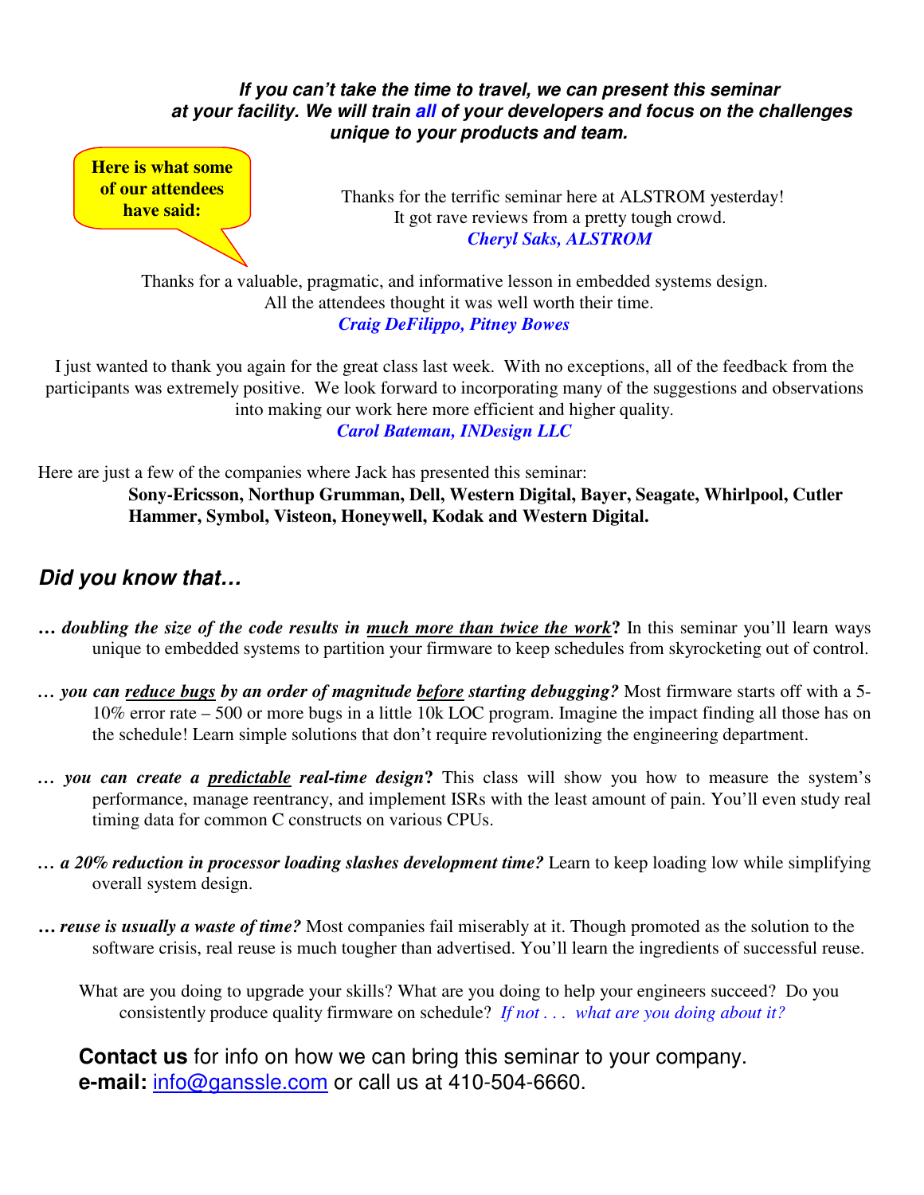***If you can't take the time to travel, we can present this seminar at your facility. We will train all of your developers and focus on the challenges unique to your products and team.***

**Here is what some of our attendees have said:**

Thanks for the terrific seminar here at ALSTROM yesterday!
It got rave reviews from a pretty tough crowd.
***Cheryl Saks, ALSTROM***

Thanks for a valuable, pragmatic, and informative lesson in embedded systems design.
All the attendees thought it was well worth their time.
***Craig DeFilippo, Pitney Bowes***

I just wanted to thank you again for the great class last week. With no exceptions, all of the feedback from the participants was extremely positive. We look forward to incorporating many of the suggestions and observations into making our work here more efficient and higher quality.
***Carol Bateman, INDesign LLC***

Here are just a few of the companies where Jack has presented this seminar:
**Sony-Ericsson, Northup Grumman, Dell, Western Digital, Bayer, Seagate, Whirlpool, Cutler Hammer, Symbol, Visteon, Honeywell, Kodak and Western Digital.**

## *Did you know that…*

***… doubling the size of the code results in <u>much more than twice the work</u>?*** In this seminar you'll learn ways unique to embedded systems to partition your firmware to keep schedules from skyrocketing out of control.

***… you can <u>reduce bugs</u> by an order of magnitude <u>before</u> starting debugging?*** Most firmware starts off with a 5-10% error rate – 500 or more bugs in a little 10k LOC program. Imagine the impact finding all those has on the schedule! Learn simple solutions that don't require revolutionizing the engineering department.

***… you can create a <u>predictable</u> real-time design?*** This class will show you how to measure the system's performance, manage reentrancy, and implement ISRs with the least amount of pain. You'll even study real timing data for common C constructs on various CPUs.

***… a 20% reduction in processor loading slashes development time?*** Learn to keep loading low while simplifying overall system design.

***… reuse is usually a waste of time?*** Most companies fail miserably at it. Though promoted as the solution to the software crisis, real reuse is much tougher than advertised. You'll learn the ingredients of successful reuse.

What are you doing to upgrade your skills? What are you doing to help your engineers succeed? Do you consistently produce quality firmware on schedule? *If not . . . what are you doing about it?*

**Contact us** for info on how we can bring this seminar to your company.
**e-mail:** info@ganssle.com or call us at 410-504-6660.